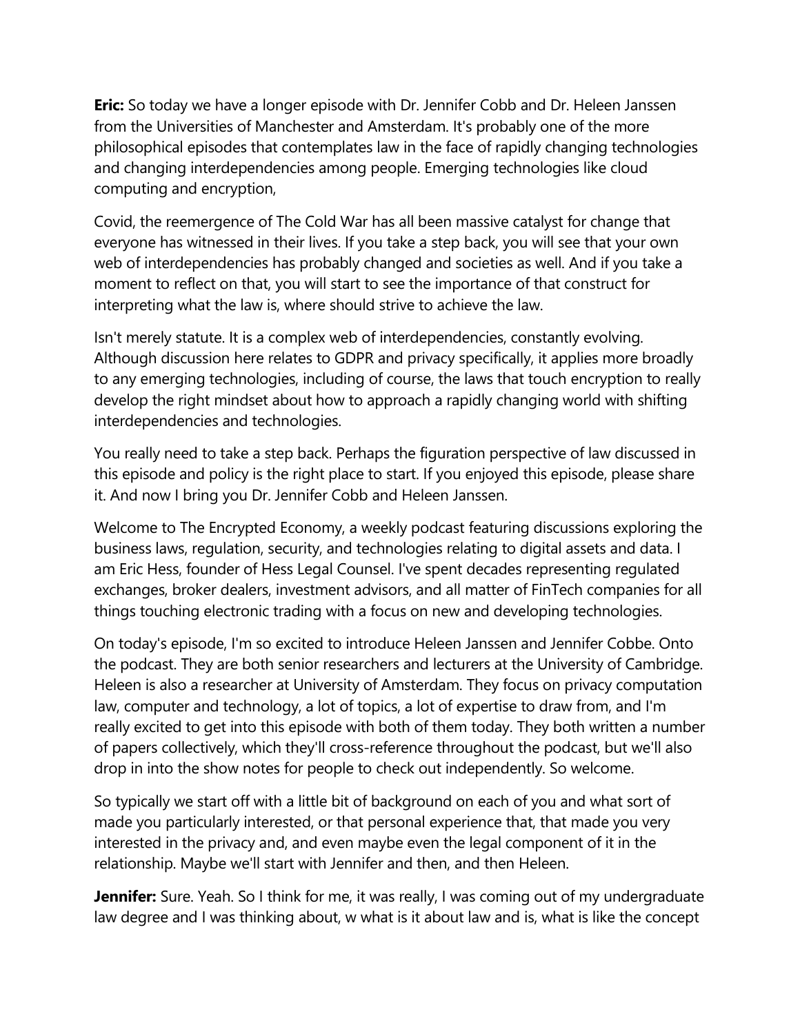**Eric:** So today we have a longer episode with Dr. Jennifer Cobb and Dr. Heleen Janssen from the Universities of Manchester and Amsterdam. It's probably one of the more philosophical episodes that contemplates law in the face of rapidly changing technologies and changing interdependencies among people. Emerging technologies like cloud computing and encryption,

Covid, the reemergence of The Cold War has all been massive catalyst for change that everyone has witnessed in their lives. If you take a step back, you will see that your own web of interdependencies has probably changed and societies as well. And if you take a moment to reflect on that, you will start to see the importance of that construct for interpreting what the law is, where should strive to achieve the law.

Isn't merely statute. It is a complex web of interdependencies, constantly evolving. Although discussion here relates to GDPR and privacy specifically, it applies more broadly to any emerging technologies, including of course, the laws that touch encryption to really develop the right mindset about how to approach a rapidly changing world with shifting interdependencies and technologies.

You really need to take a step back. Perhaps the figuration perspective of law discussed in this episode and policy is the right place to start. If you enjoyed this episode, please share it. And now I bring you Dr. Jennifer Cobb and Heleen Janssen.

Welcome to The Encrypted Economy, a weekly podcast featuring discussions exploring the business laws, regulation, security, and technologies relating to digital assets and data. I am Eric Hess, founder of Hess Legal Counsel. I've spent decades representing regulated exchanges, broker dealers, investment advisors, and all matter of FinTech companies for all things touching electronic trading with a focus on new and developing technologies.

On today's episode, I'm so excited to introduce Heleen Janssen and Jennifer Cobbe. Onto the podcast. They are both senior researchers and lecturers at the University of Cambridge. Heleen is also a researcher at University of Amsterdam. They focus on privacy computation law, computer and technology, a lot of topics, a lot of expertise to draw from, and I'm really excited to get into this episode with both of them today. They both written a number of papers collectively, which they'll cross-reference throughout the podcast, but we'll also drop in into the show notes for people to check out independently. So welcome.

So typically we start off with a little bit of background on each of you and what sort of made you particularly interested, or that personal experience that, that made you very interested in the privacy and, and even maybe even the legal component of it in the relationship. Maybe we'll start with Jennifer and then, and then Heleen.

**Jennifer:** Sure. Yeah. So I think for me, it was really, I was coming out of my undergraduate law degree and I was thinking about, w what is it about law and is, what is like the concept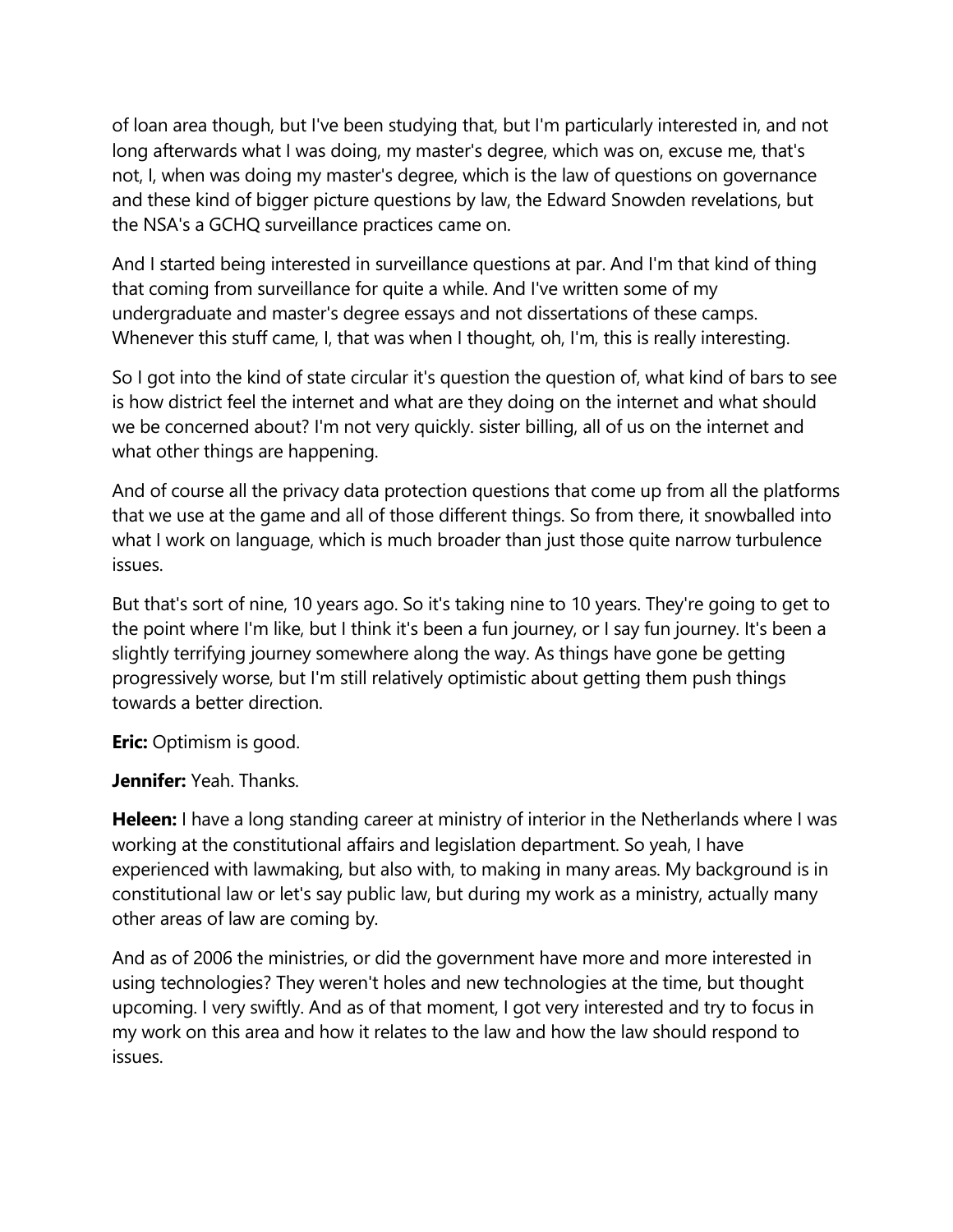of loan area though, but I've been studying that, but I'm particularly interested in, and not long afterwards what I was doing, my master's degree, which was on, excuse me, that's not, I, when was doing my master's degree, which is the law of questions on governance and these kind of bigger picture questions by law, the Edward Snowden revelations, but the NSA's a GCHQ surveillance practices came on.

And I started being interested in surveillance questions at par. And I'm that kind of thing that coming from surveillance for quite a while. And I've written some of my undergraduate and master's degree essays and not dissertations of these camps. Whenever this stuff came, I, that was when I thought, oh, I'm, this is really interesting.

So I got into the kind of state circular it's question the question of, what kind of bars to see is how district feel the internet and what are they doing on the internet and what should we be concerned about? I'm not very quickly. sister billing, all of us on the internet and what other things are happening.

And of course all the privacy data protection questions that come up from all the platforms that we use at the game and all of those different things. So from there, it snowballed into what I work on language, which is much broader than just those quite narrow turbulence issues.

But that's sort of nine, 10 years ago. So it's taking nine to 10 years. They're going to get to the point where I'm like, but I think it's been a fun journey, or I say fun journey. It's been a slightly terrifying journey somewhere along the way. As things have gone be getting progressively worse, but I'm still relatively optimistic about getting them push things towards a better direction.

**Eric:** Optimism is good.

**Jennifer:** Yeah. Thanks.

**Heleen:** I have a long standing career at ministry of interior in the Netherlands where I was working at the constitutional affairs and legislation department. So yeah, I have experienced with lawmaking, but also with, to making in many areas. My background is in constitutional law or let's say public law, but during my work as a ministry, actually many other areas of law are coming by.

And as of 2006 the ministries, or did the government have more and more interested in using technologies? They weren't holes and new technologies at the time, but thought upcoming. I very swiftly. And as of that moment, I got very interested and try to focus in my work on this area and how it relates to the law and how the law should respond to issues.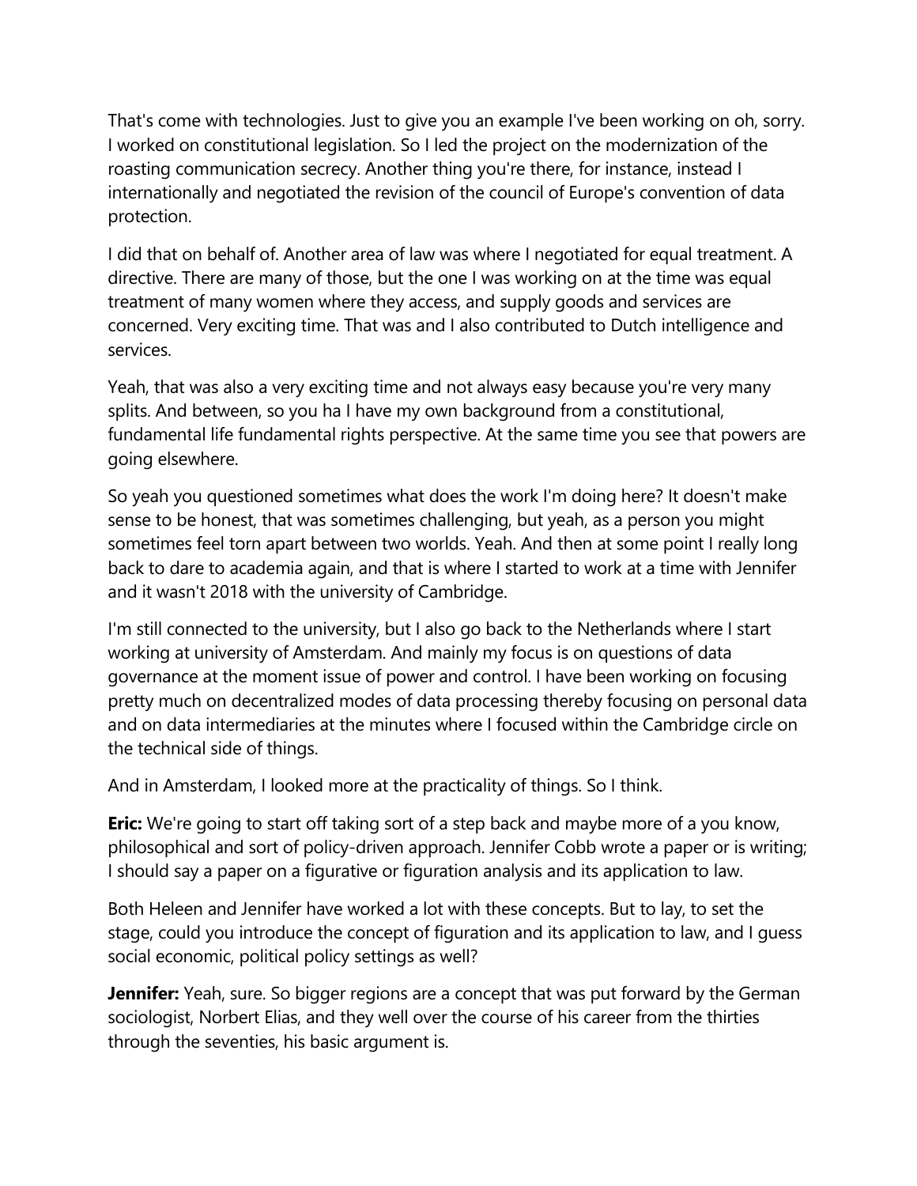That's come with technologies. Just to give you an example I've been working on oh, sorry. I worked on constitutional legislation. So I led the project on the modernization of the roasting communication secrecy. Another thing you're there, for instance, instead I internationally and negotiated the revision of the council of Europe's convention of data protection.

I did that on behalf of. Another area of law was where I negotiated for equal treatment. A directive. There are many of those, but the one I was working on at the time was equal treatment of many women where they access, and supply goods and services are concerned. Very exciting time. That was and I also contributed to Dutch intelligence and services.

Yeah, that was also a very exciting time and not always easy because you're very many splits. And between, so you ha I have my own background from a constitutional, fundamental life fundamental rights perspective. At the same time you see that powers are going elsewhere.

So yeah you questioned sometimes what does the work I'm doing here? It doesn't make sense to be honest, that was sometimes challenging, but yeah, as a person you might sometimes feel torn apart between two worlds. Yeah. And then at some point I really long back to dare to academia again, and that is where I started to work at a time with Jennifer and it wasn't 2018 with the university of Cambridge.

I'm still connected to the university, but I also go back to the Netherlands where I start working at university of Amsterdam. And mainly my focus is on questions of data governance at the moment issue of power and control. I have been working on focusing pretty much on decentralized modes of data processing thereby focusing on personal data and on data intermediaries at the minutes where I focused within the Cambridge circle on the technical side of things.

And in Amsterdam, I looked more at the practicality of things. So I think.

**Eric:** We're going to start off taking sort of a step back and maybe more of a you know, philosophical and sort of policy-driven approach. Jennifer Cobb wrote a paper or is writing; I should say a paper on a figurative or figuration analysis and its application to law.

Both Heleen and Jennifer have worked a lot with these concepts. But to lay, to set the stage, could you introduce the concept of figuration and its application to law, and I guess social economic, political policy settings as well?

**Jennifer:** Yeah, sure. So bigger regions are a concept that was put forward by the German sociologist, Norbert Elias, and they well over the course of his career from the thirties through the seventies, his basic argument is.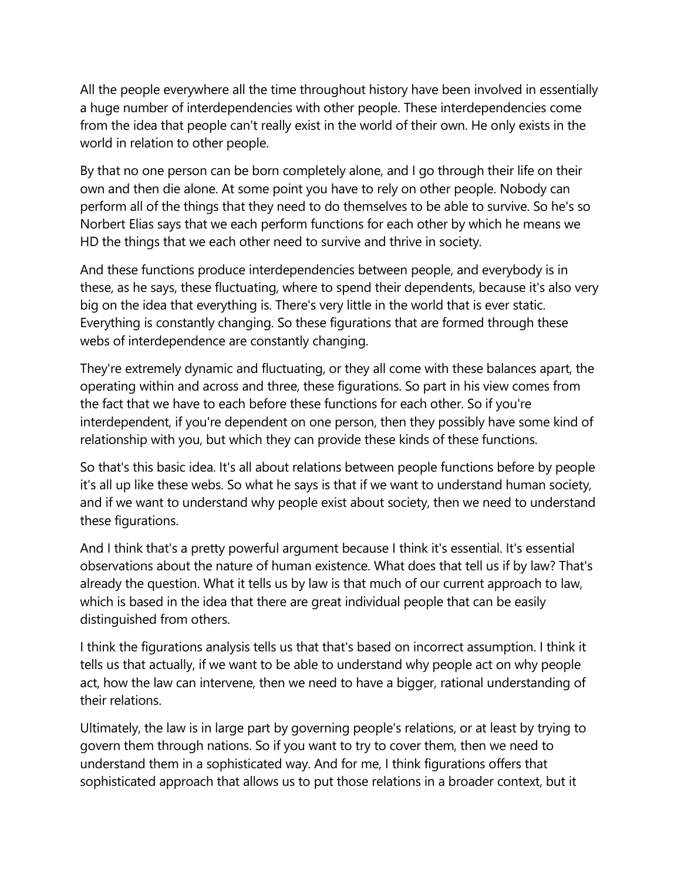All the people everywhere all the time throughout history have been involved in essentially a huge number of interdependencies with other people. These interdependencies come from the idea that people can't really exist in the world of their own. He only exists in the world in relation to other people.

By that no one person can be born completely alone, and I go through their life on their own and then die alone. At some point you have to rely on other people. Nobody can perform all of the things that they need to do themselves to be able to survive. So he's so Norbert Elias says that we each perform functions for each other by which he means we HD the things that we each other need to survive and thrive in society.

And these functions produce interdependencies between people, and everybody is in these, as he says, these fluctuating, where to spend their dependents, because it's also very big on the idea that everything is. There's very little in the world that is ever static. Everything is constantly changing. So these figurations that are formed through these webs of interdependence are constantly changing.

They're extremely dynamic and fluctuating, or they all come with these balances apart, the operating within and across and three, these figurations. So part in his view comes from the fact that we have to each before these functions for each other. So if you're interdependent, if you're dependent on one person, then they possibly have some kind of relationship with you, but which they can provide these kinds of these functions.

So that's this basic idea. It's all about relations between people functions before by people it's all up like these webs. So what he says is that if we want to understand human society, and if we want to understand why people exist about society, then we need to understand these figurations.

And I think that's a pretty powerful argument because I think it's essential. It's essential observations about the nature of human existence. What does that tell us if by law? That's already the question. What it tells us by law is that much of our current approach to law, which is based in the idea that there are great individual people that can be easily distinguished from others.

I think the figurations analysis tells us that that's based on incorrect assumption. I think it tells us that actually, if we want to be able to understand why people act on why people act, how the law can intervene, then we need to have a bigger, rational understanding of their relations.

Ultimately, the law is in large part by governing people's relations, or at least by trying to govern them through nations. So if you want to try to cover them, then we need to understand them in a sophisticated way. And for me, I think figurations offers that sophisticated approach that allows us to put those relations in a broader context, but it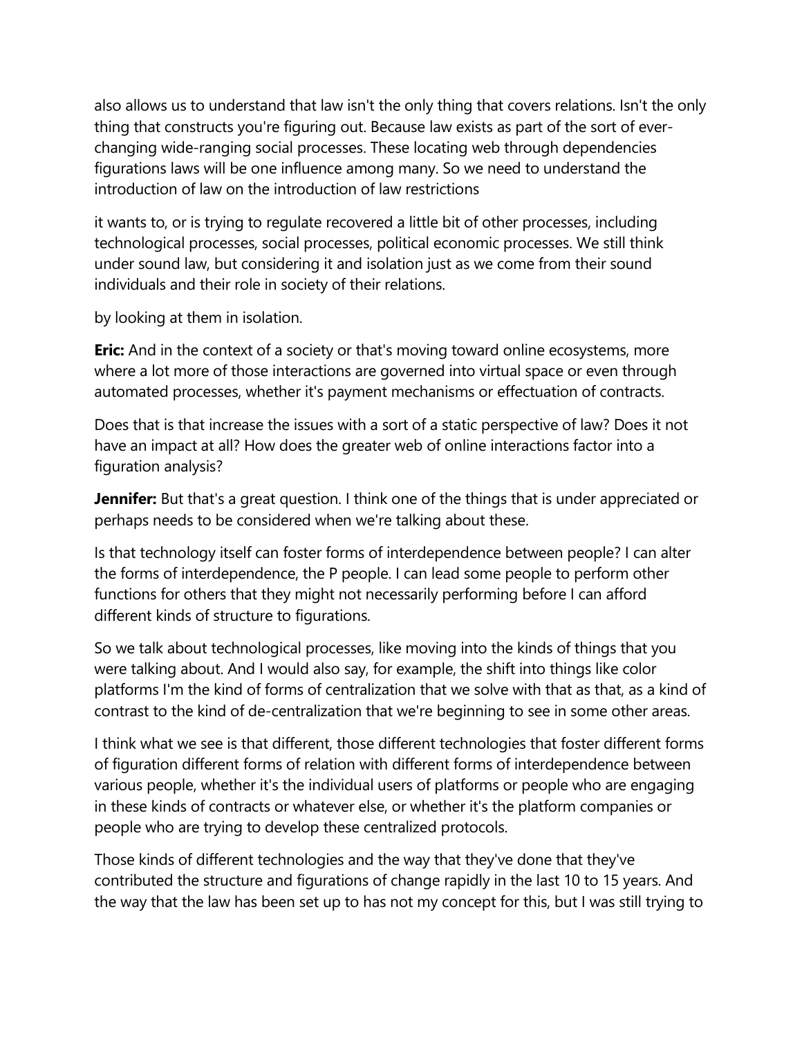also allows us to understand that law isn't the only thing that covers relations. Isn't the only thing that constructs you're figuring out. Because law exists as part of the sort of ever-changing wide-ranging social processes. These locating web through dependencies figurations laws will be one influence among many. So we need to understand the introduction of law on the introduction of law restrictions

it wants to, or is trying to regulate recovered a little bit of other processes, including technological processes, social processes, political economic processes. We still think under sound law, but considering it and isolation just as we come from their sound individuals and their role in society of their relations.

by looking at them in isolation.

**Eric:** And in the context of a society or that's moving toward online ecosystems, more where a lot more of those interactions are governed into virtual space or even through automated processes, whether it's payment mechanisms or effectuation of contracts.

Does that is that increase the issues with a sort of a static perspective of law? Does it not have an impact at all? How does the greater web of online interactions factor into a figuration analysis?

**Jennifer:** But that's a great question. I think one of the things that is under appreciated or perhaps needs to be considered when we're talking about these.

Is that technology itself can foster forms of interdependence between people? I can alter the forms of interdependence, the P people. I can lead some people to perform other functions for others that they might not necessarily performing before I can afford different kinds of structure to figurations.

So we talk about technological processes, like moving into the kinds of things that you were talking about. And I would also say, for example, the shift into things like color platforms I'm the kind of forms of centralization that we solve with that as that, as a kind of contrast to the kind of de-centralization that we're beginning to see in some other areas.

I think what we see is that different, those different technologies that foster different forms of figuration different forms of relation with different forms of interdependence between various people, whether it's the individual users of platforms or people who are engaging in these kinds of contracts or whatever else, or whether it's the platform companies or people who are trying to develop these centralized protocols.

Those kinds of different technologies and the way that they've done that they've contributed the structure and figurations of change rapidly in the last 10 to 15 years. And the way that the law has been set up to has not my concept for this, but I was still trying to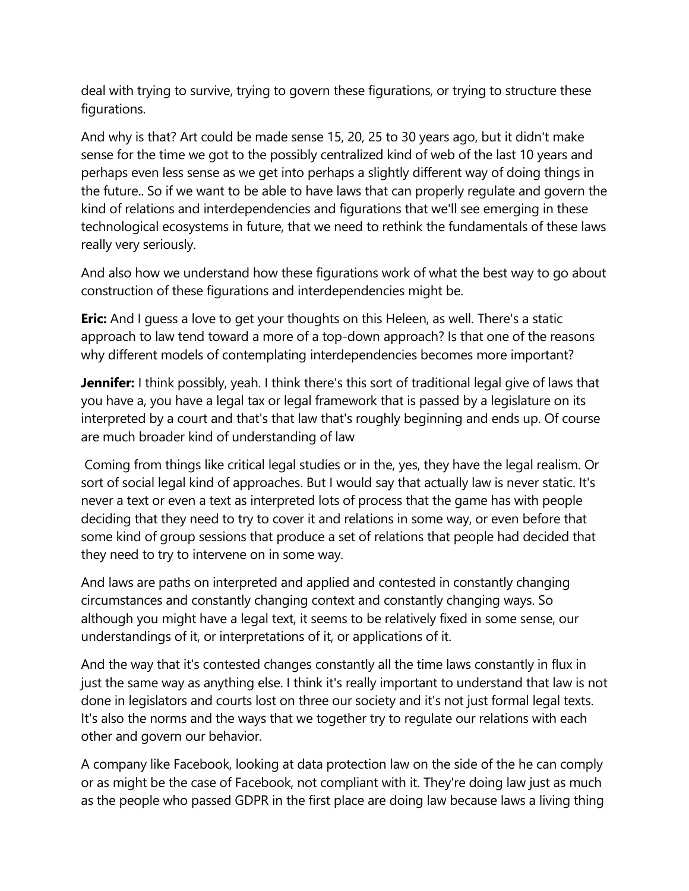deal with trying to survive, trying to govern these figurations, or trying to structure these figurations.

And why is that? Art could be made sense 15, 20, 25 to 30 years ago, but it didn't make sense for the time we got to the possibly centralized kind of web of the last 10 years and perhaps even less sense as we get into perhaps a slightly different way of doing things in the future.. So if we want to be able to have laws that can properly regulate and govern the kind of relations and interdependencies and figurations that we'll see emerging in these technological ecosystems in future, that we need to rethink the fundamentals of these laws really very seriously.

And also how we understand how these figurations work of what the best way to go about construction of these figurations and interdependencies might be.

**Eric:** And I guess a love to get your thoughts on this Heleen, as well. There's a static approach to law tend toward a more of a top-down approach? Is that one of the reasons why different models of contemplating interdependencies becomes more important?

**Jennifer:** I think possibly, yeah. I think there's this sort of traditional legal give of laws that you have a, you have a legal tax or legal framework that is passed by a legislature on its interpreted by a court and that's that law that's roughly beginning and ends up. Of course are much broader kind of understanding of law

Coming from things like critical legal studies or in the, yes, they have the legal realism. Or sort of social legal kind of approaches. But I would say that actually law is never static. It's never a text or even a text as interpreted lots of process that the game has with people deciding that they need to try to cover it and relations in some way, or even before that some kind of group sessions that produce a set of relations that people had decided that they need to try to intervene on in some way.

And laws are paths on interpreted and applied and contested in constantly changing circumstances and constantly changing context and constantly changing ways. So although you might have a legal text, it seems to be relatively fixed in some sense, our understandings of it, or interpretations of it, or applications of it.

And the way that it's contested changes constantly all the time laws constantly in flux in just the same way as anything else. I think it's really important to understand that law is not done in legislators and courts lost on three our society and it's not just formal legal texts. It's also the norms and the ways that we together try to regulate our relations with each other and govern our behavior.

A company like Facebook, looking at data protection law on the side of the he can comply or as might be the case of Facebook, not compliant with it. They're doing law just as much as the people who passed GDPR in the first place are doing law because laws a living thing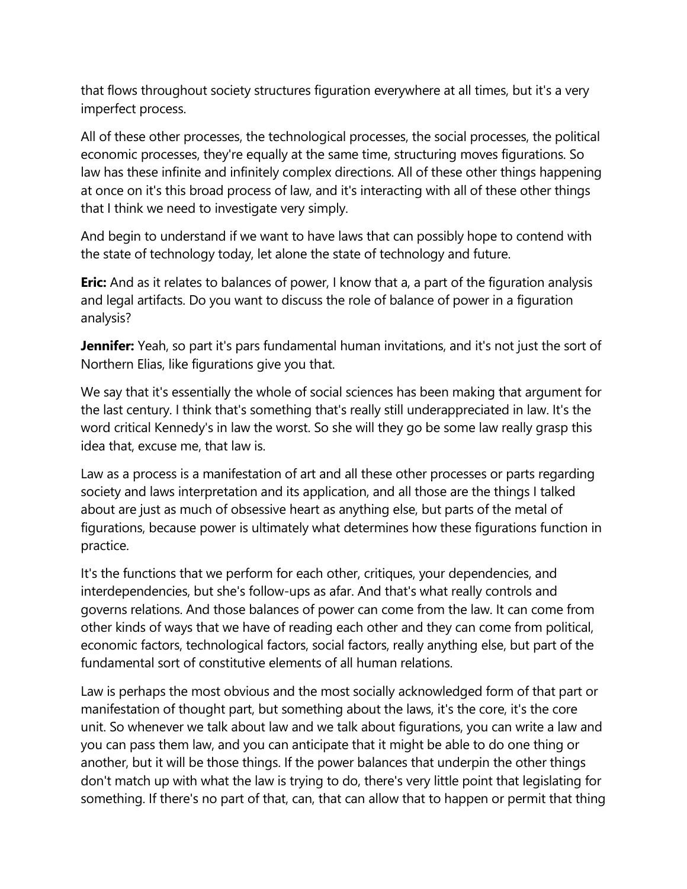that flows throughout society structures figuration everywhere at all times, but it's a very imperfect process.

All of these other processes, the technological processes, the social processes, the political economic processes, they're equally at the same time, structuring moves figurations. So law has these infinite and infinitely complex directions. All of these other things happening at once on it's this broad process of law, and it's interacting with all of these other things that I think we need to investigate very simply.

And begin to understand if we want to have laws that can possibly hope to contend with the state of technology today, let alone the state of technology and future.

**Eric:** And as it relates to balances of power, I know that a, a part of the figuration analysis and legal artifacts. Do you want to discuss the role of balance of power in a figuration analysis?

**Jennifer:** Yeah, so part it's pars fundamental human invitations, and it's not just the sort of Northern Elias, like figurations give you that.

We say that it's essentially the whole of social sciences has been making that argument for the last century. I think that's something that's really still underappreciated in law. It's the word critical Kennedy's in law the worst. So she will they go be some law really grasp this idea that, excuse me, that law is.

Law as a process is a manifestation of art and all these other processes or parts regarding society and laws interpretation and its application, and all those are the things I talked about are just as much of obsessive heart as anything else, but parts of the metal of figurations, because power is ultimately what determines how these figurations function in practice.

It's the functions that we perform for each other, critiques, your dependencies, and interdependencies, but she's follow-ups as afar. And that's what really controls and governs relations. And those balances of power can come from the law. It can come from other kinds of ways that we have of reading each other and they can come from political, economic factors, technological factors, social factors, really anything else, but part of the fundamental sort of constitutive elements of all human relations.

Law is perhaps the most obvious and the most socially acknowledged form of that part or manifestation of thought part, but something about the laws, it's the core, it's the core unit. So whenever we talk about law and we talk about figurations, you can write a law and you can pass them law, and you can anticipate that it might be able to do one thing or another, but it will be those things. If the power balances that underpin the other things don't match up with what the law is trying to do, there's very little point that legislating for something. If there's no part of that, can, that can allow that to happen or permit that thing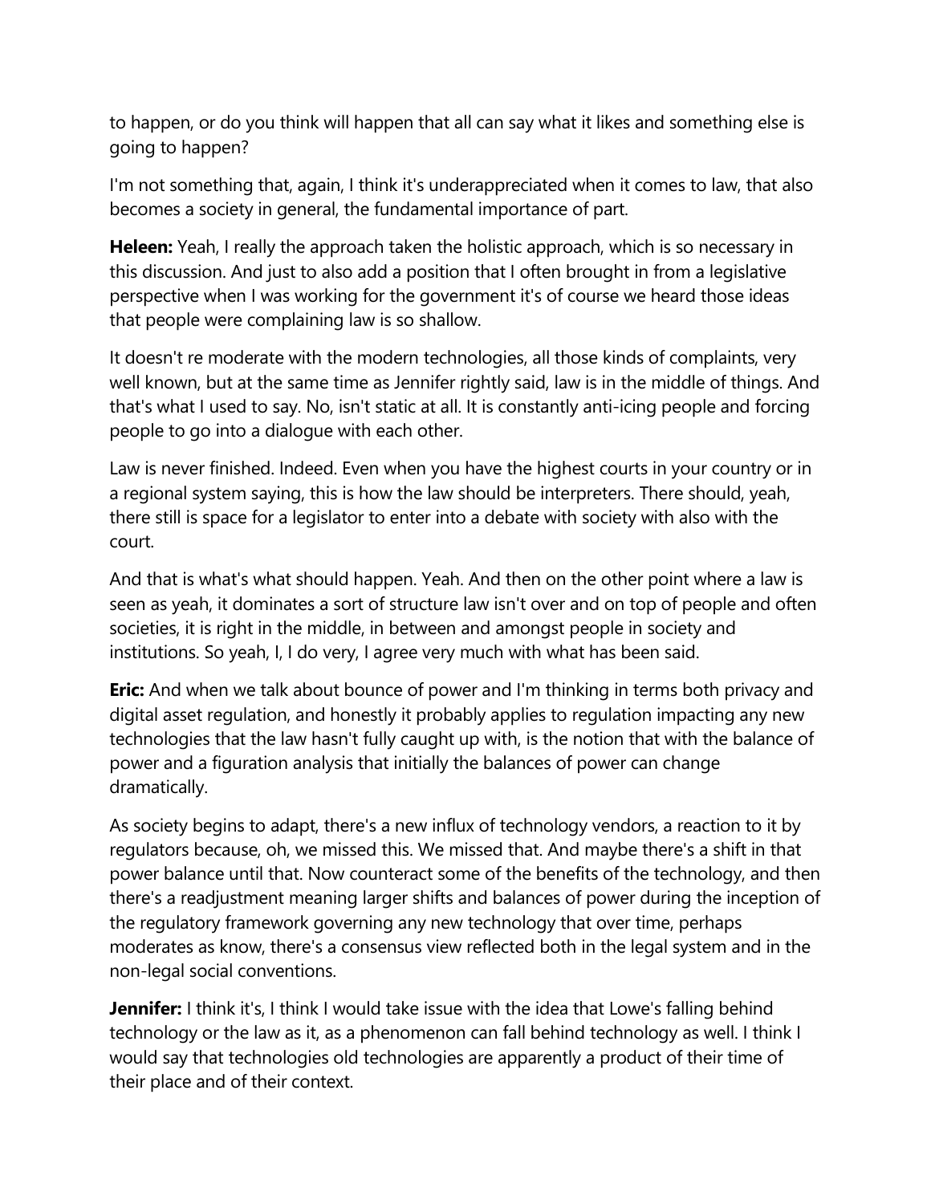to happen, or do you think will happen that all can say what it likes and something else is going to happen?

I'm not something that, again, I think it's underappreciated when it comes to law, that also becomes a society in general, the fundamental importance of part.

**Heleen:** Yeah, I really the approach taken the holistic approach, which is so necessary in this discussion. And just to also add a position that I often brought in from a legislative perspective when I was working for the government it's of course we heard those ideas that people were complaining law is so shallow.

It doesn't re moderate with the modern technologies, all those kinds of complaints, very well known, but at the same time as Jennifer rightly said, law is in the middle of things. And that's what I used to say. No, isn't static at all. It is constantly anti-icing people and forcing people to go into a dialogue with each other.

Law is never finished. Indeed. Even when you have the highest courts in your country or in a regional system saying, this is how the law should be interpreters. There should, yeah, there still is space for a legislator to enter into a debate with society with also with the court.

And that is what's what should happen. Yeah. And then on the other point where a law is seen as yeah, it dominates a sort of structure law isn't over and on top of people and often societies, it is right in the middle, in between and amongst people in society and institutions. So yeah, I, I do very, I agree very much with what has been said.

**Eric:** And when we talk about bounce of power and I'm thinking in terms both privacy and digital asset regulation, and honestly it probably applies to regulation impacting any new technologies that the law hasn't fully caught up with, is the notion that with the balance of power and a figuration analysis that initially the balances of power can change dramatically.

As society begins to adapt, there's a new influx of technology vendors, a reaction to it by regulators because, oh, we missed this. We missed that. And maybe there's a shift in that power balance until that. Now counteract some of the benefits of the technology, and then there's a readjustment meaning larger shifts and balances of power during the inception of the regulatory framework governing any new technology that over time, perhaps moderates as know, there's a consensus view reflected both in the legal system and in the non-legal social conventions.

**Jennifer:** I think it's, I think I would take issue with the idea that Lowe's falling behind technology or the law as it, as a phenomenon can fall behind technology as well. I think I would say that technologies old technologies are apparently a product of their time of their place and of their context.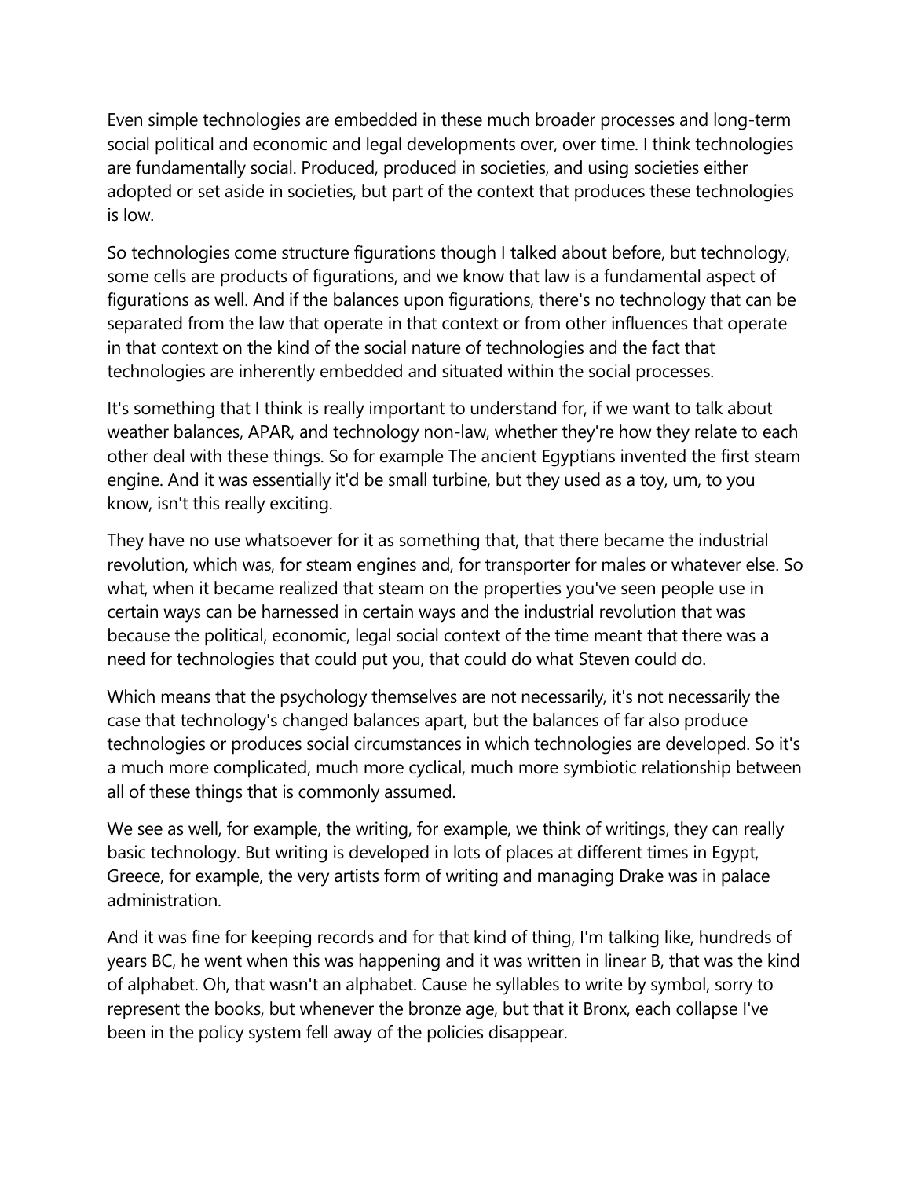Even simple technologies are embedded in these much broader processes and long-term social political and economic and legal developments over, over time. I think technologies are fundamentally social. Produced, produced in societies, and using societies either adopted or set aside in societies, but part of the context that produces these technologies is low.

So technologies come structure figurations though I talked about before, but technology, some cells are products of figurations, and we know that law is a fundamental aspect of figurations as well. And if the balances upon figurations, there's no technology that can be separated from the law that operate in that context or from other influences that operate in that context on the kind of the social nature of technologies and the fact that technologies are inherently embedded and situated within the social processes.

It's something that I think is really important to understand for, if we want to talk about weather balances, APAR, and technology non-law, whether they're how they relate to each other deal with these things. So for example The ancient Egyptians invented the first steam engine. And it was essentially it'd be small turbine, but they used as a toy, um, to you know, isn't this really exciting.

They have no use whatsoever for it as something that, that there became the industrial revolution, which was, for steam engines and, for transporter for males or whatever else. So what, when it became realized that steam on the properties you've seen people use in certain ways can be harnessed in certain ways and the industrial revolution that was because the political, economic, legal social context of the time meant that there was a need for technologies that could put you, that could do what Steven could do.

Which means that the psychology themselves are not necessarily, it's not necessarily the case that technology's changed balances apart, but the balances of far also produce technologies or produces social circumstances in which technologies are developed. So it's a much more complicated, much more cyclical, much more symbiotic relationship between all of these things that is commonly assumed.

We see as well, for example, the writing, for example, we think of writings, they can really basic technology. But writing is developed in lots of places at different times in Egypt, Greece, for example, the very artists form of writing and managing Drake was in palace administration.

And it was fine for keeping records and for that kind of thing, I'm talking like, hundreds of years BC, he went when this was happening and it was written in linear B, that was the kind of alphabet. Oh, that wasn't an alphabet. Cause he syllables to write by symbol, sorry to represent the books, but whenever the bronze age, but that it Bronx, each collapse I've been in the policy system fell away of the policies disappear.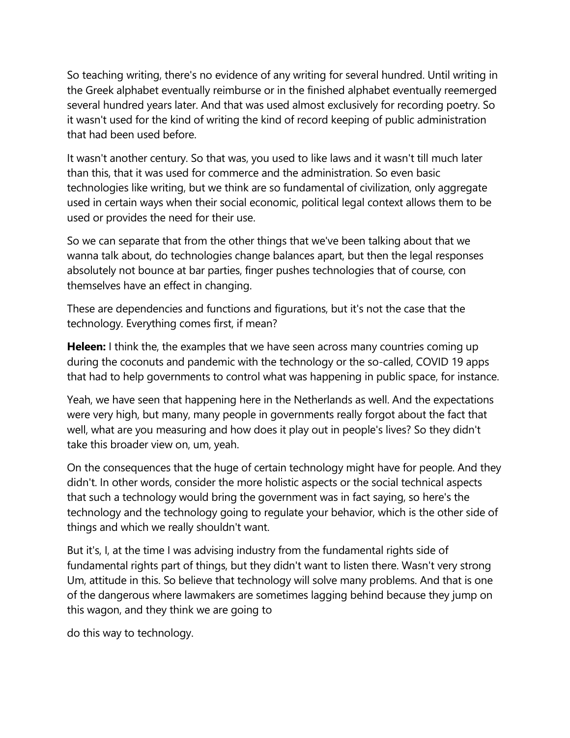So teaching writing, there's no evidence of any writing for several hundred. Until writing in the Greek alphabet eventually reimburse or in the finished alphabet eventually reemerged several hundred years later. And that was used almost exclusively for recording poetry. So it wasn't used for the kind of writing the kind of record keeping of public administration that had been used before.

It wasn't another century. So that was, you used to like laws and it wasn't till much later than this, that it was used for commerce and the administration. So even basic technologies like writing, but we think are so fundamental of civilization, only aggregate used in certain ways when their social economic, political legal context allows them to be used or provides the need for their use.

So we can separate that from the other things that we've been talking about that we wanna talk about, do technologies change balances apart, but then the legal responses absolutely not bounce at bar parties, finger pushes technologies that of course, con themselves have an effect in changing.

These are dependencies and functions and figurations, but it's not the case that the technology. Everything comes first, if mean?

**Heleen:** I think the, the examples that we have seen across many countries coming up during the coconuts and pandemic with the technology or the so-called, COVID 19 apps that had to help governments to control what was happening in public space, for instance.

Yeah, we have seen that happening here in the Netherlands as well. And the expectations were very high, but many, many people in governments really forgot about the fact that well, what are you measuring and how does it play out in people's lives? So they didn't take this broader view on, um, yeah.

On the consequences that the huge of certain technology might have for people. And they didn't. In other words, consider the more holistic aspects or the social technical aspects that such a technology would bring the government was in fact saying, so here's the technology and the technology going to regulate your behavior, which is the other side of things and which we really shouldn't want.

But it's, I, at the time I was advising industry from the fundamental rights side of fundamental rights part of things, but they didn't want to listen there. Wasn't very strong Um, attitude in this. So believe that technology will solve many problems. And that is one of the dangerous where lawmakers are sometimes lagging behind because they jump on this wagon, and they think we are going to

do this way to technology.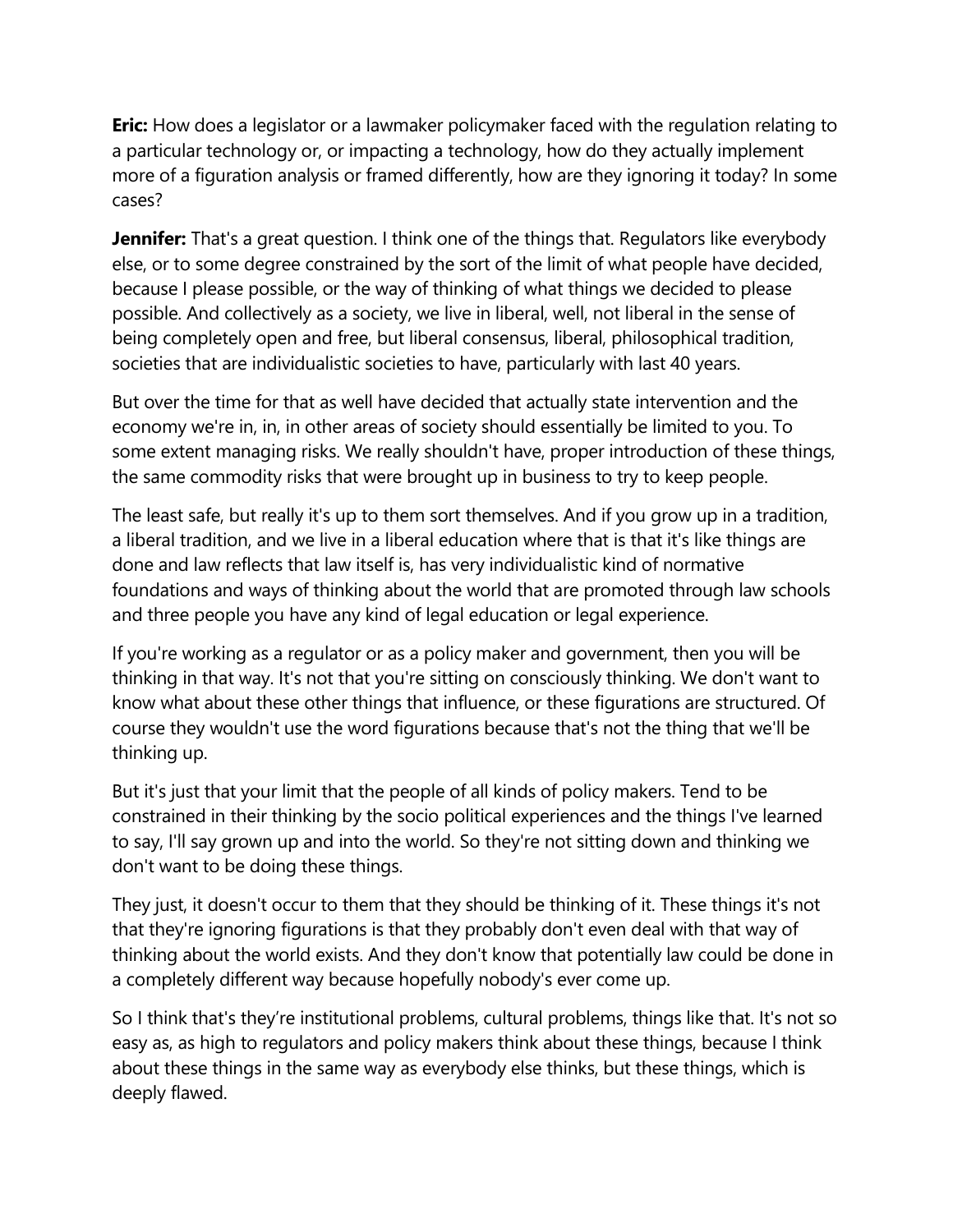**Eric:** How does a legislator or a lawmaker policymaker faced with the regulation relating to a particular technology or, or impacting a technology, how do they actually implement more of a figuration analysis or framed differently, how are they ignoring it today? In some cases?

**Jennifer:** That's a great question. I think one of the things that. Regulators like everybody else, or to some degree constrained by the sort of the limit of what people have decided, because I please possible, or the way of thinking of what things we decided to please possible. And collectively as a society, we live in liberal, well, not liberal in the sense of being completely open and free, but liberal consensus, liberal, philosophical tradition, societies that are individualistic societies to have, particularly with last 40 years.

But over the time for that as well have decided that actually state intervention and the economy we're in, in, in other areas of society should essentially be limited to you. To some extent managing risks. We really shouldn't have, proper introduction of these things, the same commodity risks that were brought up in business to try to keep people.

The least safe, but really it's up to them sort themselves. And if you grow up in a tradition, a liberal tradition, and we live in a liberal education where that is that it's like things are done and law reflects that law itself is, has very individualistic kind of normative foundations and ways of thinking about the world that are promoted through law schools and three people you have any kind of legal education or legal experience.

If you're working as a regulator or as a policy maker and government, then you will be thinking in that way. It's not that you're sitting on consciously thinking. We don't want to know what about these other things that influence, or these figurations are structured. Of course they wouldn't use the word figurations because that's not the thing that we'll be thinking up.

But it's just that your limit that the people of all kinds of policy makers. Tend to be constrained in their thinking by the socio political experiences and the things I've learned to say, I'll say grown up and into the world. So they're not sitting down and thinking we don't want to be doing these things.

They just, it doesn't occur to them that they should be thinking of it. These things it's not that they're ignoring figurations is that they probably don't even deal with that way of thinking about the world exists. And they don't know that potentially law could be done in a completely different way because hopefully nobody's ever come up.

So I think that's they're institutional problems, cultural problems, things like that. It's not so easy as, as high to regulators and policy makers think about these things, because I think about these things in the same way as everybody else thinks, but these things, which is deeply flawed.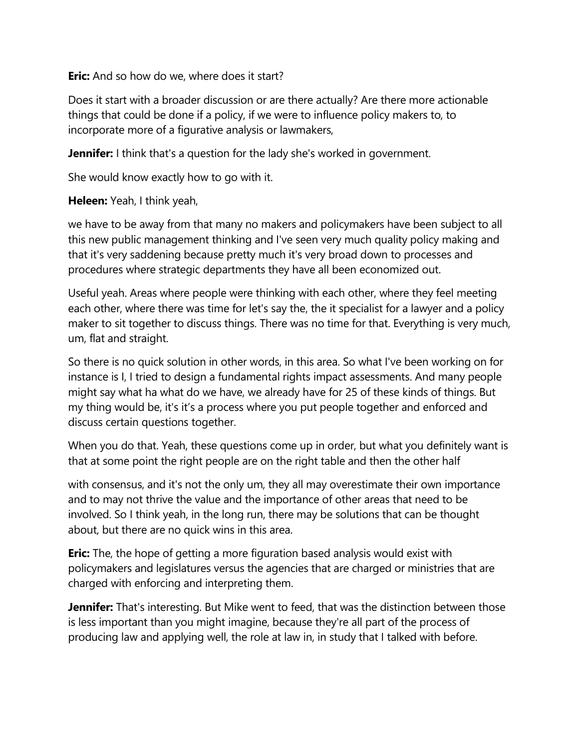**Eric:** And so how do we, where does it start?

Does it start with a broader discussion or are there actually? Are there more actionable things that could be done if a policy, if we were to influence policy makers to, to incorporate more of a figurative analysis or lawmakers,

**Jennifer:** I think that's a question for the lady she's worked in government.

She would know exactly how to go with it.

**Heleen:** Yeah, I think yeah,

we have to be away from that many no makers and policymakers have been subject to all this new public management thinking and I've seen very much quality policy making and that it's very saddening because pretty much it's very broad down to processes and procedures where strategic departments they have all been economized out.

Useful yeah. Areas where people were thinking with each other, where they feel meeting each other, where there was time for let's say the, the it specialist for a lawyer and a policy maker to sit together to discuss things. There was no time for that. Everything is very much, um, flat and straight.

So there is no quick solution in other words, in this area. So what I've been working on for instance is I, I tried to design a fundamental rights impact assessments. And many people might say what ha what do we have, we already have for 25 of these kinds of things. But my thing would be, it's it's a process where you put people together and enforced and discuss certain questions together.

When you do that. Yeah, these questions come up in order, but what you definitely want is that at some point the right people are on the right table and then the other half

with consensus, and it's not the only um, they all may overestimate their own importance and to may not thrive the value and the importance of other areas that need to be involved. So I think yeah, in the long run, there may be solutions that can be thought about, but there are no quick wins in this area.

**Eric:** The, the hope of getting a more figuration based analysis would exist with policymakers and legislatures versus the agencies that are charged or ministries that are charged with enforcing and interpreting them.

**Jennifer:** That's interesting. But Mike went to feed, that was the distinction between those is less important than you might imagine, because they're all part of the process of producing law and applying well, the role at law in, in study that I talked with before.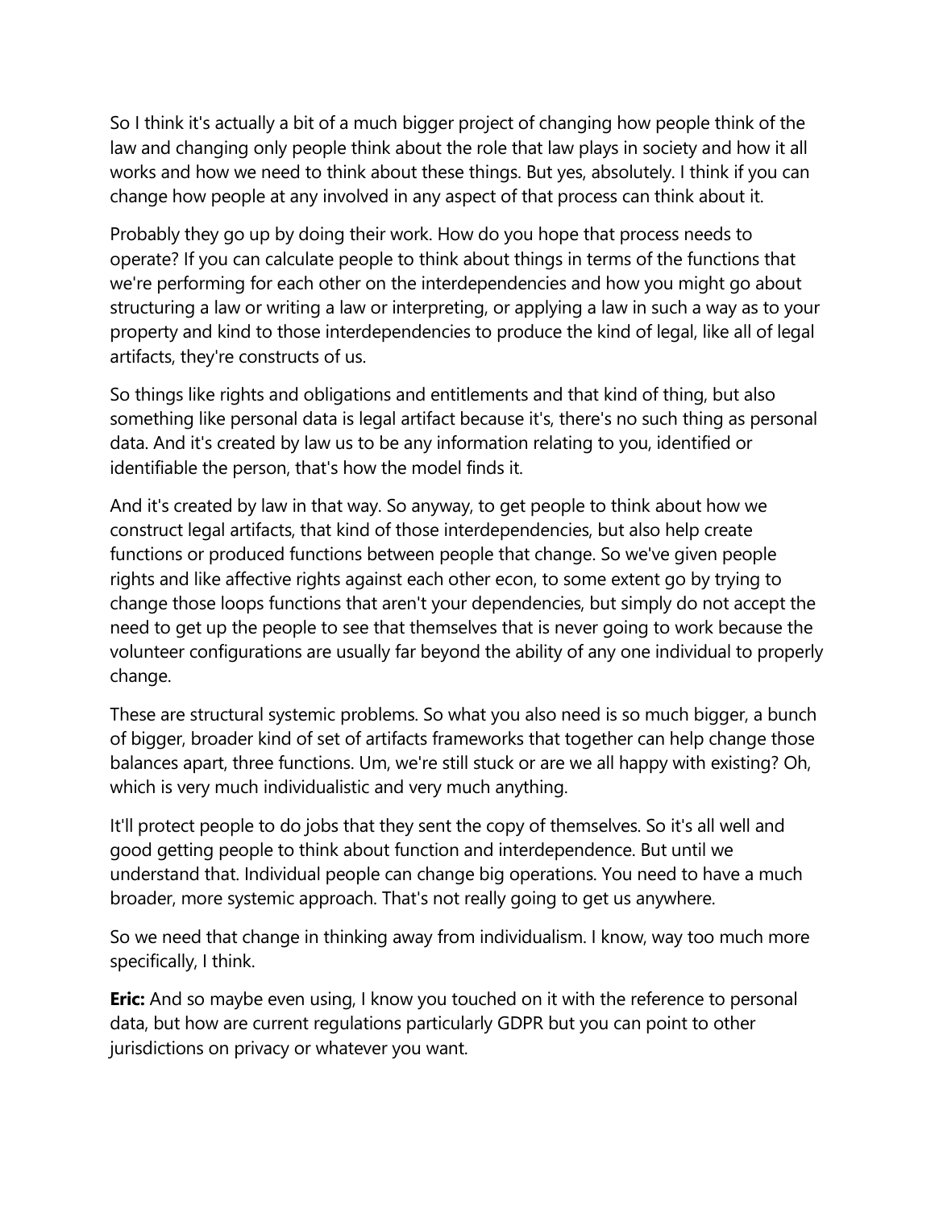So I think it's actually a bit of a much bigger project of changing how people think of the law and changing only people think about the role that law plays in society and how it all works and how we need to think about these things. But yes, absolutely. I think if you can change how people at any involved in any aspect of that process can think about it.

Probably they go up by doing their work. How do you hope that process needs to operate? If you can calculate people to think about things in terms of the functions that we're performing for each other on the interdependencies and how you might go about structuring a law or writing a law or interpreting, or applying a law in such a way as to your property and kind to those interdependencies to produce the kind of legal, like all of legal artifacts, they're constructs of us.

So things like rights and obligations and entitlements and that kind of thing, but also something like personal data is legal artifact because it's, there's no such thing as personal data. And it's created by law us to be any information relating to you, identified or identifiable the person, that's how the model finds it.

And it's created by law in that way. So anyway, to get people to think about how we construct legal artifacts, that kind of those interdependencies, but also help create functions or produced functions between people that change. So we've given people rights and like affective rights against each other econ, to some extent go by trying to change those loops functions that aren't your dependencies, but simply do not accept the need to get up the people to see that themselves that is never going to work because the volunteer configurations are usually far beyond the ability of any one individual to properly change.

These are structural systemic problems. So what you also need is so much bigger, a bunch of bigger, broader kind of set of artifacts frameworks that together can help change those balances apart, three functions. Um, we're still stuck or are we all happy with existing? Oh, which is very much individualistic and very much anything.

It'll protect people to do jobs that they sent the copy of themselves. So it's all well and good getting people to think about function and interdependence. But until we understand that. Individual people can change big operations. You need to have a much broader, more systemic approach. That's not really going to get us anywhere.

So we need that change in thinking away from individualism. I know, way too much more specifically, I think.

**Eric:** And so maybe even using, I know you touched on it with the reference to personal data, but how are current regulations particularly GDPR but you can point to other jurisdictions on privacy or whatever you want.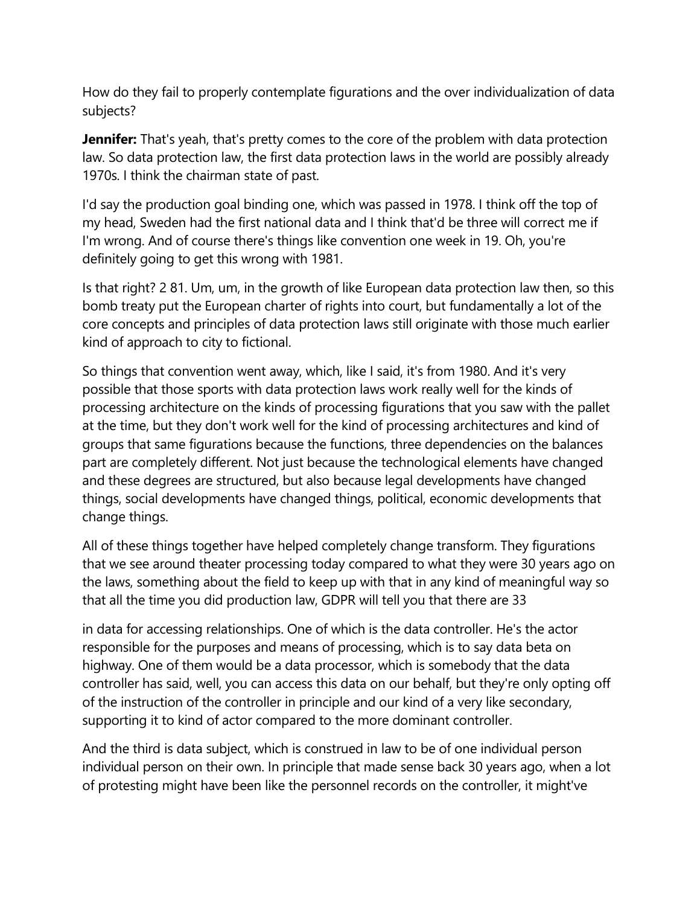How do they fail to properly contemplate figurations and the over individualization of data subjects?

**Jennifer:** That's yeah, that's pretty comes to the core of the problem with data protection law. So data protection law, the first data protection laws in the world are possibly already 1970s. I think the chairman state of past.

I'd say the production goal binding one, which was passed in 1978. I think off the top of my head, Sweden had the first national data and I think that'd be three will correct me if I'm wrong. And of course there's things like convention one week in 19. Oh, you're definitely going to get this wrong with 1981.

Is that right? 2 81. Um, um, in the growth of like European data protection law then, so this bomb treaty put the European charter of rights into court, but fundamentally a lot of the core concepts and principles of data protection laws still originate with those much earlier kind of approach to city to fictional.

So things that convention went away, which, like I said, it's from 1980. And it's very possible that those sports with data protection laws work really well for the kinds of processing architecture on the kinds of processing figurations that you saw with the pallet at the time, but they don't work well for the kind of processing architectures and kind of groups that same figurations because the functions, three dependencies on the balances part are completely different. Not just because the technological elements have changed and these degrees are structured, but also because legal developments have changed things, social developments have changed things, political, economic developments that change things.

All of these things together have helped completely change transform. They figurations that we see around theater processing today compared to what they were 30 years ago on the laws, something about the field to keep up with that in any kind of meaningful way so that all the time you did production law, GDPR will tell you that there are 33

in data for accessing relationships. One of which is the data controller. He's the actor responsible for the purposes and means of processing, which is to say data beta on highway. One of them would be a data processor, which is somebody that the data controller has said, well, you can access this data on our behalf, but they're only opting off of the instruction of the controller in principle and our kind of a very like secondary, supporting it to kind of actor compared to the more dominant controller.

And the third is data subject, which is construed in law to be of one individual person individual person on their own. In principle that made sense back 30 years ago, when a lot of protesting might have been like the personnel records on the controller, it might've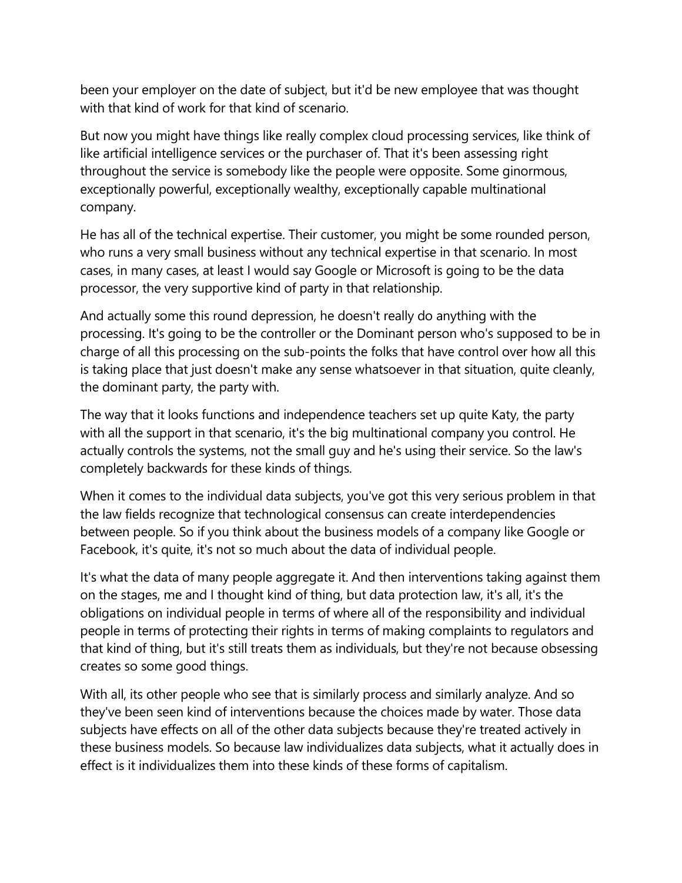been your employer on the date of subject, but it'd be new employee that was thought with that kind of work for that kind of scenario.

But now you might have things like really complex cloud processing services, like think of like artificial intelligence services or the purchaser of. That it's been assessing right throughout the service is somebody like the people were opposite. Some ginormous, exceptionally powerful, exceptionally wealthy, exceptionally capable multinational company.

He has all of the technical expertise. Their customer, you might be some rounded person, who runs a very small business without any technical expertise in that scenario. In most cases, in many cases, at least I would say Google or Microsoft is going to be the data processor, the very supportive kind of party in that relationship.

And actually some this round depression, he doesn't really do anything with the processing. It's going to be the controller or the Dominant person who's supposed to be in charge of all this processing on the sub-points the folks that have control over how all this is taking place that just doesn't make any sense whatsoever in that situation, quite cleanly, the dominant party, the party with.

The way that it looks functions and independence teachers set up quite Katy, the party with all the support in that scenario, it's the big multinational company you control. He actually controls the systems, not the small guy and he's using their service. So the law's completely backwards for these kinds of things.

When it comes to the individual data subjects, you've got this very serious problem in that the law fields recognize that technological consensus can create interdependencies between people. So if you think about the business models of a company like Google or Facebook, it's quite, it's not so much about the data of individual people.

It's what the data of many people aggregate it. And then interventions taking against them on the stages, me and I thought kind of thing, but data protection law, it's all, it's the obligations on individual people in terms of where all of the responsibility and individual people in terms of protecting their rights in terms of making complaints to regulators and that kind of thing, but it's still treats them as individuals, but they're not because obsessing creates so some good things.

With all, its other people who see that is similarly process and similarly analyze. And so they've been seen kind of interventions because the choices made by water. Those data subjects have effects on all of the other data subjects because they're treated actively in these business models. So because law individualizes data subjects, what it actually does in effect is it individualizes them into these kinds of these forms of capitalism.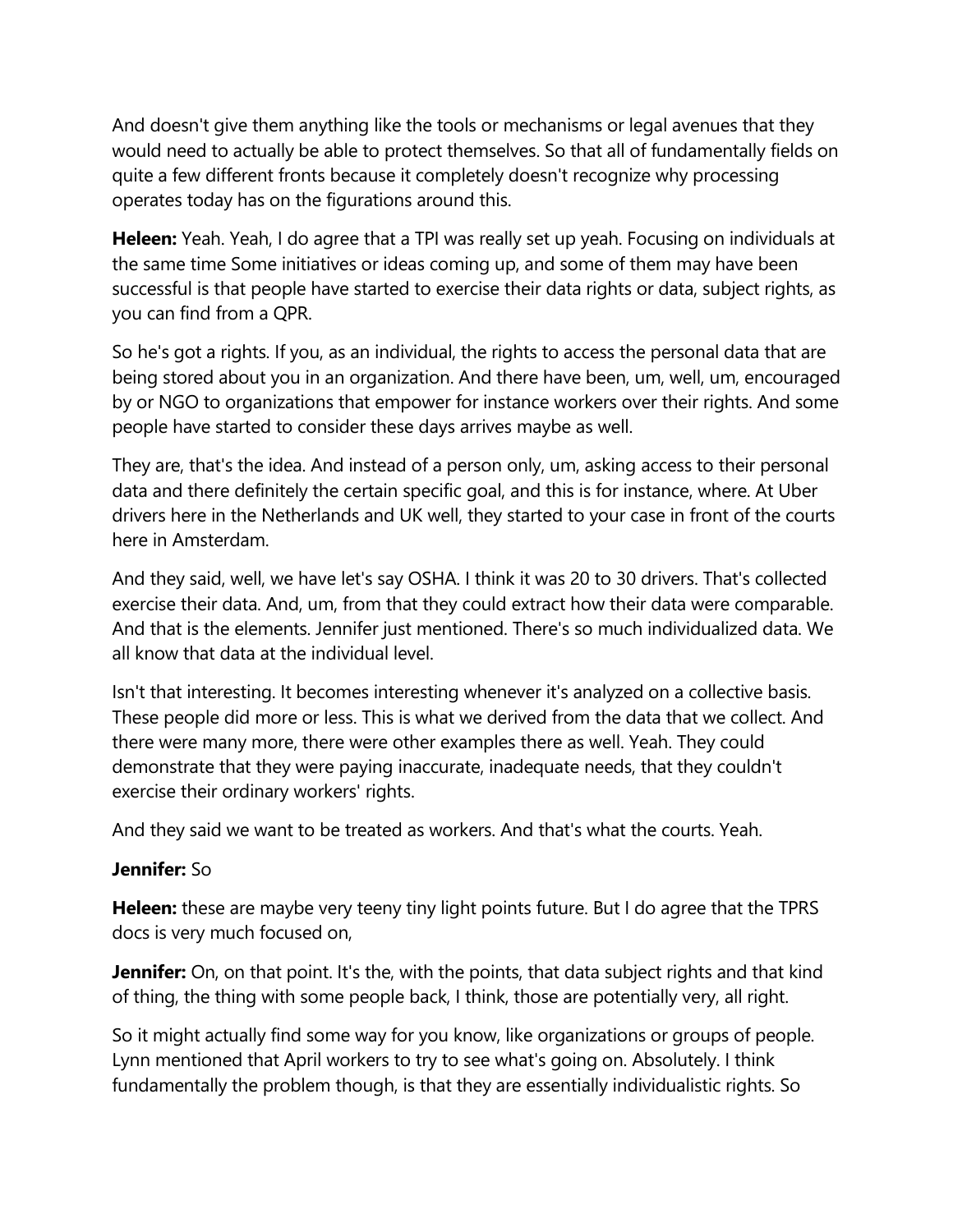And doesn't give them anything like the tools or mechanisms or legal avenues that they would need to actually be able to protect themselves. So that all of fundamentally fields on quite a few different fronts because it completely doesn't recognize why processing operates today has on the figurations around this.

**Heleen:** Yeah. Yeah, I do agree that a TPI was really set up yeah. Focusing on individuals at the same time Some initiatives or ideas coming up, and some of them may have been successful is that people have started to exercise their data rights or data, subject rights, as you can find from a QPR.

So he's got a rights. If you, as an individual, the rights to access the personal data that are being stored about you in an organization. And there have been, um, well, um, encouraged by or NGO to organizations that empower for instance workers over their rights. And some people have started to consider these days arrives maybe as well.

They are, that's the idea. And instead of a person only, um, asking access to their personal data and there definitely the certain specific goal, and this is for instance, where. At Uber drivers here in the Netherlands and UK well, they started to your case in front of the courts here in Amsterdam.

And they said, well, we have let's say OSHA. I think it was 20 to 30 drivers. That's collected exercise their data. And, um, from that they could extract how their data were comparable. And that is the elements. Jennifer just mentioned. There's so much individualized data. We all know that data at the individual level.

Isn't that interesting. It becomes interesting whenever it's analyzed on a collective basis. These people did more or less. This is what we derived from the data that we collect. And there were many more, there were other examples there as well. Yeah. They could demonstrate that they were paying inaccurate, inadequate needs, that they couldn't exercise their ordinary workers' rights.

And they said we want to be treated as workers. And that's what the courts. Yeah.

**Jennifer:** So

**Heleen:** these are maybe very teeny tiny light points future. But I do agree that the TPRS docs is very much focused on,

**Jennifer:** On, on that point. It's the, with the points, that data subject rights and that kind of thing, the thing with some people back, I think, those are potentially very, all right.

So it might actually find some way for you know, like organizations or groups of people. Lynn mentioned that April workers to try to see what's going on. Absolutely. I think fundamentally the problem though, is that they are essentially individualistic rights. So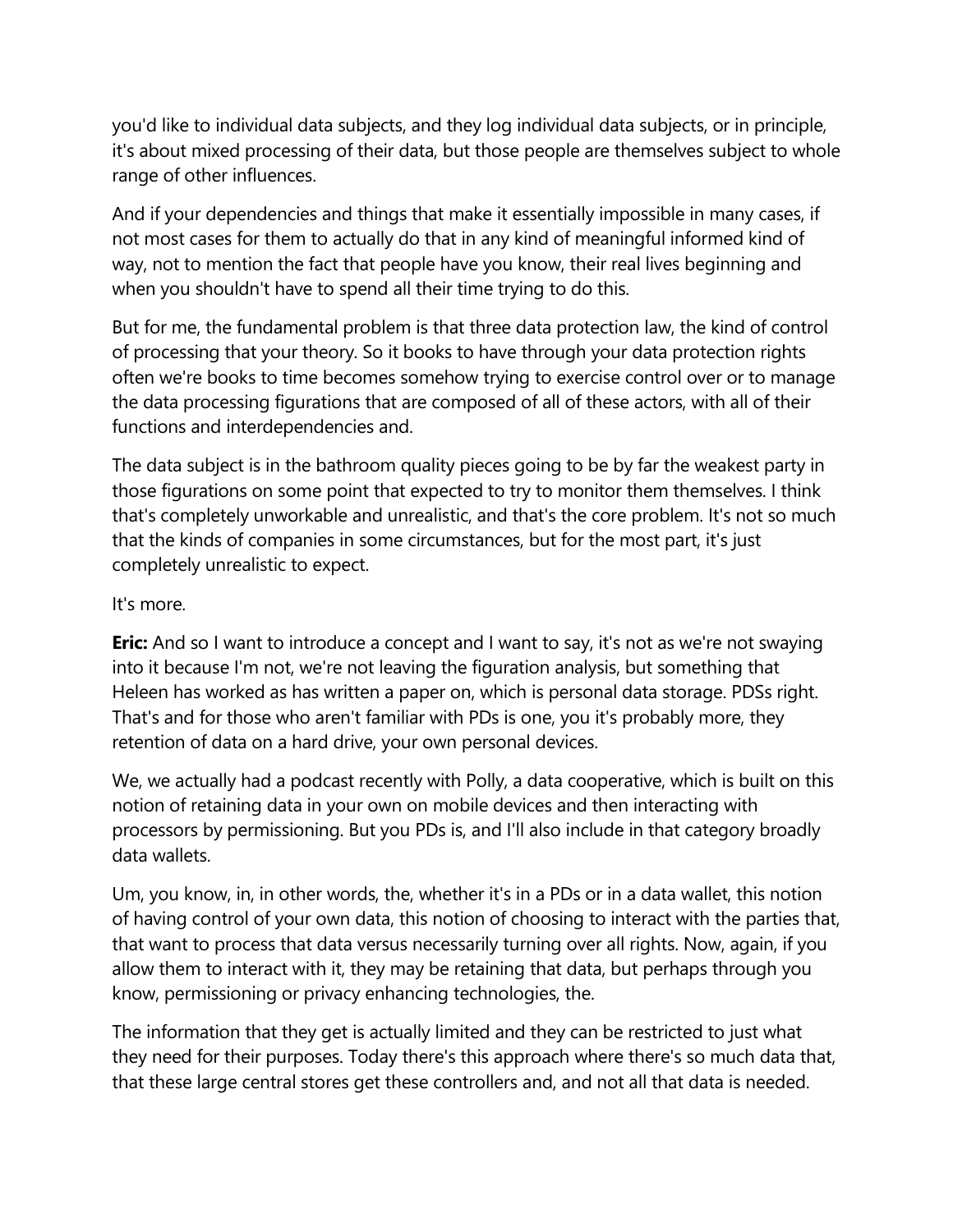you'd like to individual data subjects, and they log individual data subjects, or in principle, it's about mixed processing of their data, but those people are themselves subject to whole range of other influences.

And if your dependencies and things that make it essentially impossible in many cases, if not most cases for them to actually do that in any kind of meaningful informed kind of way, not to mention the fact that people have you know, their real lives beginning and when you shouldn't have to spend all their time trying to do this.

But for me, the fundamental problem is that three data protection law, the kind of control of processing that your theory. So it books to have through your data protection rights often we're books to time becomes somehow trying to exercise control over or to manage the data processing figurations that are composed of all of these actors, with all of their functions and interdependencies and.

The data subject is in the bathroom quality pieces going to be by far the weakest party in those figurations on some point that expected to try to monitor them themselves. I think that's completely unworkable and unrealistic, and that's the core problem. It's not so much that the kinds of companies in some circumstances, but for the most part, it's just completely unrealistic to expect.

It's more.

**Eric:** And so I want to introduce a concept and I want to say, it's not as we're not swaying into it because I'm not, we're not leaving the figuration analysis, but something that Heleen has worked as has written a paper on, which is personal data storage. PDSs right. That's and for those who aren't familiar with PDs is one, you it's probably more, they retention of data on a hard drive, your own personal devices.

We, we actually had a podcast recently with Polly, a data cooperative, which is built on this notion of retaining data in your own on mobile devices and then interacting with processors by permissioning. But you PDs is, and I'll also include in that category broadly data wallets.

Um, you know, in, in other words, the, whether it's in a PDs or in a data wallet, this notion of having control of your own data, this notion of choosing to interact with the parties that, that want to process that data versus necessarily turning over all rights. Now, again, if you allow them to interact with it, they may be retaining that data, but perhaps through you know, permissioning or privacy enhancing technologies, the.

The information that they get is actually limited and they can be restricted to just what they need for their purposes. Today there's this approach where there's so much data that, that these large central stores get these controllers and, and not all that data is needed.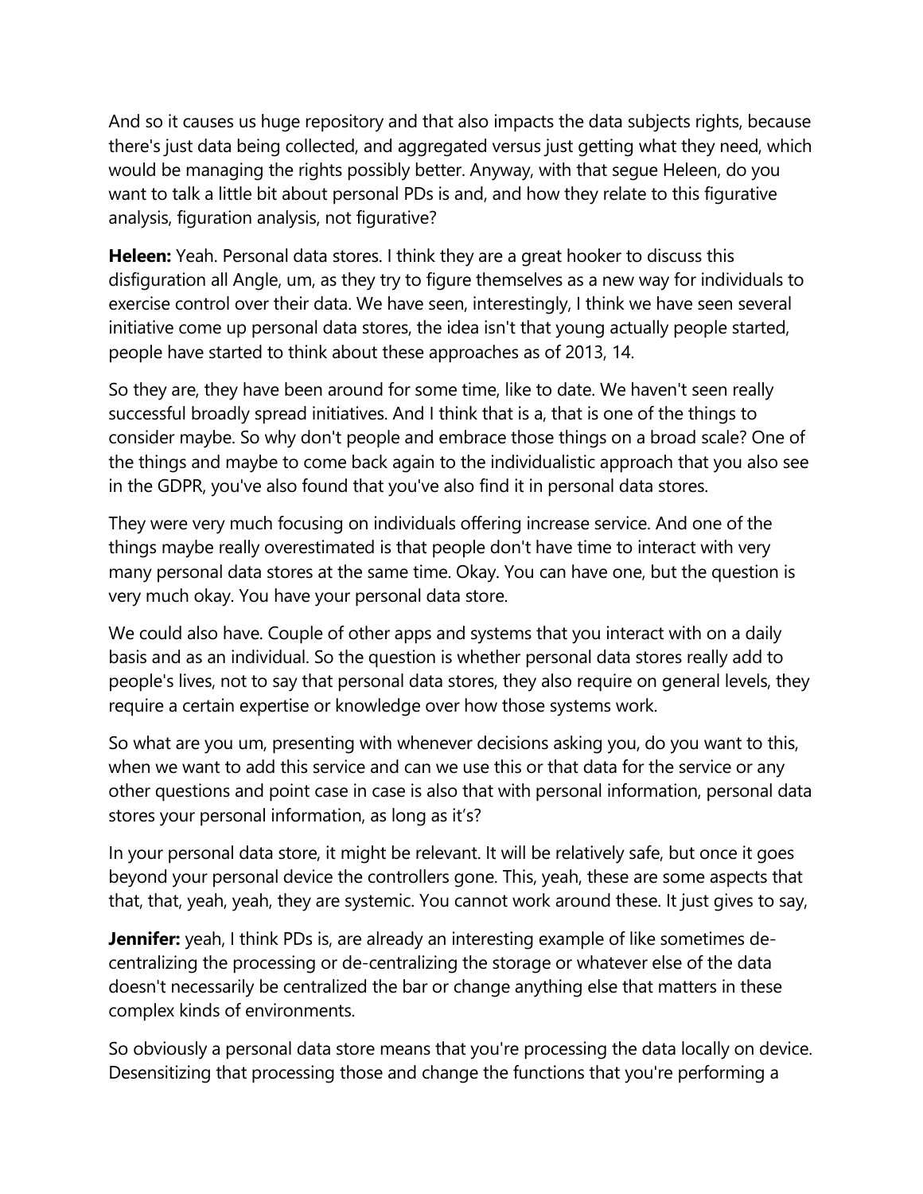And so it causes us huge repository and that also impacts the data subjects rights, because there's just data being collected, and aggregated versus just getting what they need, which would be managing the rights possibly better. Anyway, with that segue Heleen, do you want to talk a little bit about personal PDs is and, and how they relate to this figurative analysis, figuration analysis, not figurative?

**Heleen:** Yeah. Personal data stores. I think they are a great hooker to discuss this disfiguration all Angle, um, as they try to figure themselves as a new way for individuals to exercise control over their data. We have seen, interestingly, I think we have seen several initiative come up personal data stores, the idea isn't that young actually people started, people have started to think about these approaches as of 2013, 14.

So they are, they have been around for some time, like to date. We haven't seen really successful broadly spread initiatives. And I think that is a, that is one of the things to consider maybe. So why don't people and embrace those things on a broad scale? One of the things and maybe to come back again to the individualistic approach that you also see in the GDPR, you've also found that you've also find it in personal data stores.

They were very much focusing on individuals offering increase service. And one of the things maybe really overestimated is that people don't have time to interact with very many personal data stores at the same time. Okay. You can have one, but the question is very much okay. You have your personal data store.

We could also have. Couple of other apps and systems that you interact with on a daily basis and as an individual. So the question is whether personal data stores really add to people's lives, not to say that personal data stores, they also require on general levels, they require a certain expertise or knowledge over how those systems work.

So what are you um, presenting with whenever decisions asking you, do you want to this, when we want to add this service and can we use this or that data for the service or any other questions and point case in case is also that with personal information, personal data stores your personal information, as long as it's?

In your personal data store, it might be relevant. It will be relatively safe, but once it goes beyond your personal device the controllers gone. This, yeah, these are some aspects that that, that, yeah, yeah, they are systemic. You cannot work around these. It just gives to say,

**Jennifer:** yeah, I think PDs is, are already an interesting example of like sometimes de-centralizing the processing or de-centralizing the storage or whatever else of the data doesn't necessarily be centralized the bar or change anything else that matters in these complex kinds of environments.

So obviously a personal data store means that you're processing the data locally on device. Desensitizing that processing those and change the functions that you're performing a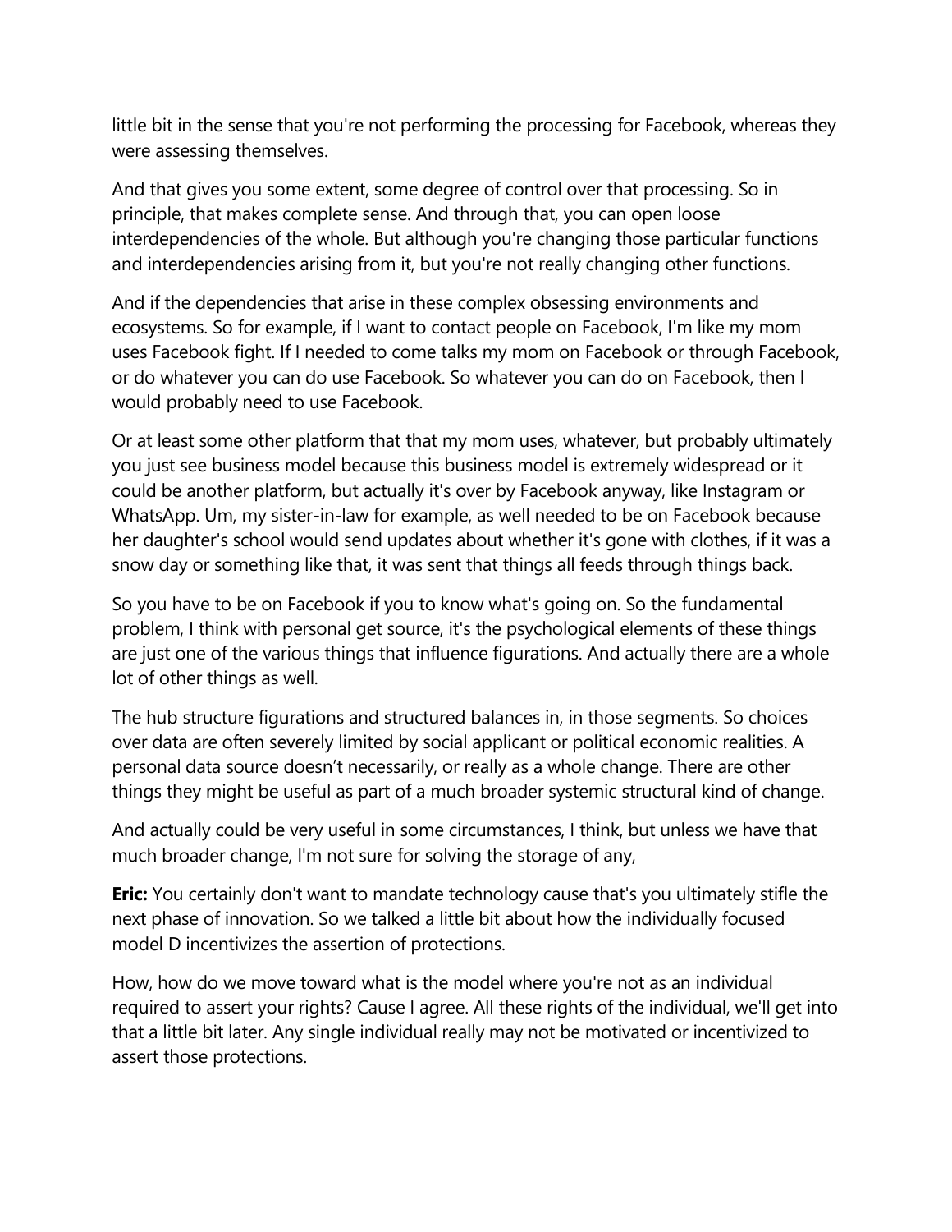little bit in the sense that you're not performing the processing for Facebook, whereas they were assessing themselves.

And that gives you some extent, some degree of control over that processing. So in principle, that makes complete sense. And through that, you can open loose interdependencies of the whole. But although you're changing those particular functions and interdependencies arising from it, but you're not really changing other functions.

And if the dependencies that arise in these complex obsessing environments and ecosystems. So for example, if I want to contact people on Facebook, I'm like my mom uses Facebook fight. If I needed to come talks my mom on Facebook or through Facebook, or do whatever you can do use Facebook. So whatever you can do on Facebook, then I would probably need to use Facebook.

Or at least some other platform that that my mom uses, whatever, but probably ultimately you just see business model because this business model is extremely widespread or it could be another platform, but actually it's over by Facebook anyway, like Instagram or WhatsApp. Um, my sister-in-law for example, as well needed to be on Facebook because her daughter's school would send updates about whether it's gone with clothes, if it was a snow day or something like that, it was sent that things all feeds through things back.

So you have to be on Facebook if you to know what's going on. So the fundamental problem, I think with personal get source, it's the psychological elements of these things are just one of the various things that influence figurations. And actually there are a whole lot of other things as well.

The hub structure figurations and structured balances in, in those segments. So choices over data are often severely limited by social applicant or political economic realities. A personal data source doesn't necessarily, or really as a whole change. There are other things they might be useful as part of a much broader systemic structural kind of change.

And actually could be very useful in some circumstances, I think, but unless we have that much broader change, I'm not sure for solving the storage of any,

**Eric:** You certainly don't want to mandate technology cause that's you ultimately stifle the next phase of innovation. So we talked a little bit about how the individually focused model D incentivizes the assertion of protections.

How, how do we move toward what is the model where you're not as an individual required to assert your rights? Cause I agree. All these rights of the individual, we'll get into that a little bit later. Any single individual really may not be motivated or incentivized to assert those protections.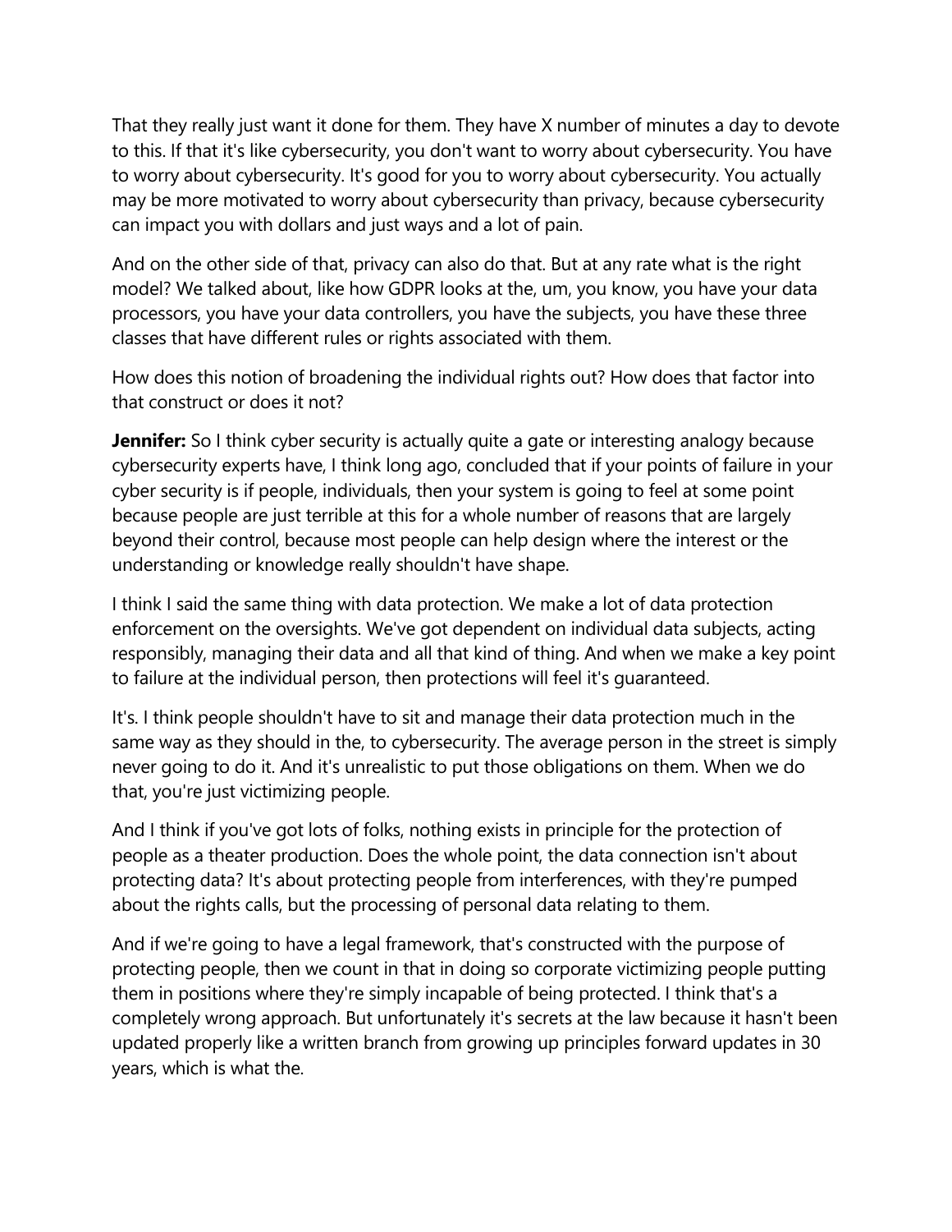That they really just want it done for them. They have X number of minutes a day to devote to this. If that it's like cybersecurity, you don't want to worry about cybersecurity. You have to worry about cybersecurity. It's good for you to worry about cybersecurity. You actually may be more motivated to worry about cybersecurity than privacy, because cybersecurity can impact you with dollars and just ways and a lot of pain.

And on the other side of that, privacy can also do that. But at any rate what is the right model? We talked about, like how GDPR looks at the, um, you know, you have your data processors, you have your data controllers, you have the subjects, you have these three classes that have different rules or rights associated with them.

How does this notion of broadening the individual rights out? How does that factor into that construct or does it not?

**Jennifer:** So I think cyber security is actually quite a gate or interesting analogy because cybersecurity experts have, I think long ago, concluded that if your points of failure in your cyber security is if people, individuals, then your system is going to feel at some point because people are just terrible at this for a whole number of reasons that are largely beyond their control, because most people can help design where the interest or the understanding or knowledge really shouldn't have shape.

I think I said the same thing with data protection. We make a lot of data protection enforcement on the oversights. We've got dependent on individual data subjects, acting responsibly, managing their data and all that kind of thing. And when we make a key point to failure at the individual person, then protections will feel it's guaranteed.

It's. I think people shouldn't have to sit and manage their data protection much in the same way as they should in the, to cybersecurity. The average person in the street is simply never going to do it. And it's unrealistic to put those obligations on them. When we do that, you're just victimizing people.

And I think if you've got lots of folks, nothing exists in principle for the protection of people as a theater production. Does the whole point, the data connection isn't about protecting data? It's about protecting people from interferences, with they're pumped about the rights calls, but the processing of personal data relating to them.

And if we're going to have a legal framework, that's constructed with the purpose of protecting people, then we count in that in doing so corporate victimizing people putting them in positions where they're simply incapable of being protected. I think that's a completely wrong approach. But unfortunately it's secrets at the law because it hasn't been updated properly like a written branch from growing up principles forward updates in 30 years, which is what the.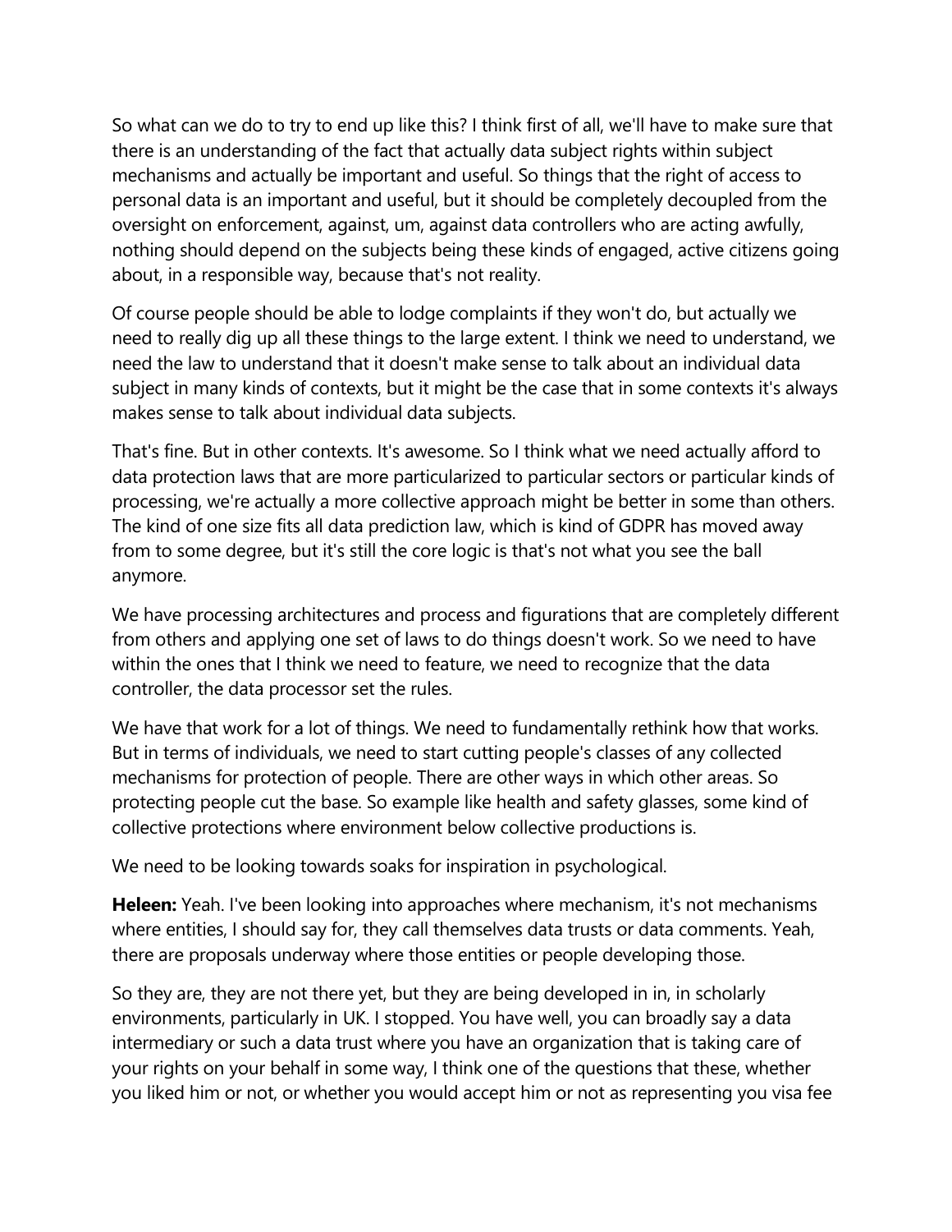So what can we do to try to end up like this? I think first of all, we'll have to make sure that there is an understanding of the fact that actually data subject rights within subject mechanisms and actually be important and useful. So things that the right of access to personal data is an important and useful, but it should be completely decoupled from the oversight on enforcement, against, um, against data controllers who are acting awfully, nothing should depend on the subjects being these kinds of engaged, active citizens going about, in a responsible way, because that's not reality.

Of course people should be able to lodge complaints if they won't do, but actually we need to really dig up all these things to the large extent. I think we need to understand, we need the law to understand that it doesn't make sense to talk about an individual data subject in many kinds of contexts, but it might be the case that in some contexts it's always makes sense to talk about individual data subjects.

That's fine. But in other contexts. It's awesome. So I think what we need actually afford to data protection laws that are more particularized to particular sectors or particular kinds of processing, we're actually a more collective approach might be better in some than others. The kind of one size fits all data prediction law, which is kind of GDPR has moved away from to some degree, but it's still the core logic is that's not what you see the ball anymore.

We have processing architectures and process and figurations that are completely different from others and applying one set of laws to do things doesn't work. So we need to have within the ones that I think we need to feature, we need to recognize that the data controller, the data processor set the rules.

We have that work for a lot of things. We need to fundamentally rethink how that works. But in terms of individuals, we need to start cutting people's classes of any collected mechanisms for protection of people. There are other ways in which other areas. So protecting people cut the base. So example like health and safety glasses, some kind of collective protections where environment below collective productions is.

We need to be looking towards soaks for inspiration in psychological.

**Heleen:** Yeah. I've been looking into approaches where mechanism, it's not mechanisms where entities, I should say for, they call themselves data trusts or data comments. Yeah, there are proposals underway where those entities or people developing those.

So they are, they are not there yet, but they are being developed in in, in scholarly environments, particularly in UK. I stopped. You have well, you can broadly say a data intermediary or such a data trust where you have an organization that is taking care of your rights on your behalf in some way, I think one of the questions that these, whether you liked him or not, or whether you would accept him or not as representing you visa fee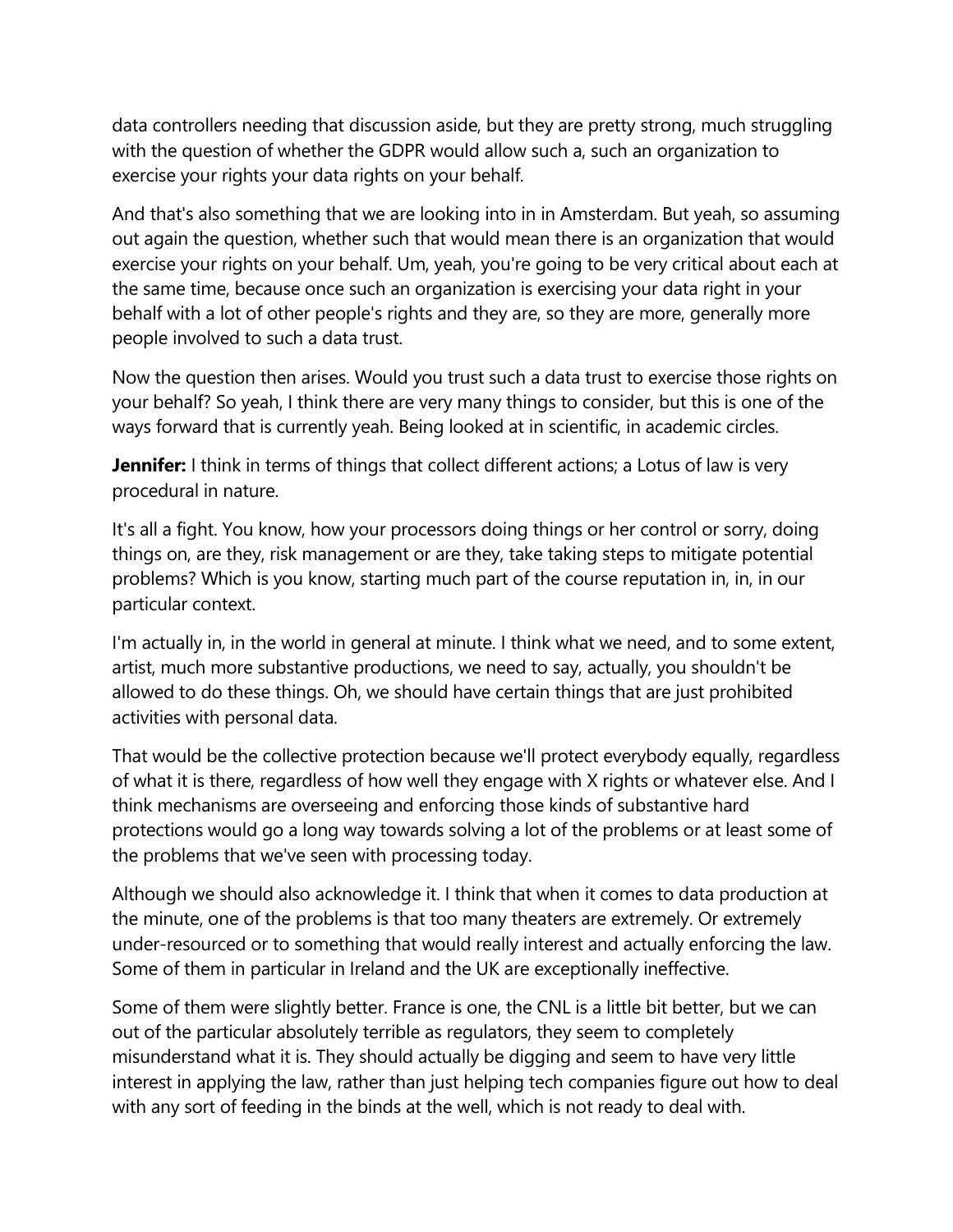data controllers needing that discussion aside, but they are pretty strong, much struggling with the question of whether the GDPR would allow such a, such an organization to exercise your rights your data rights on your behalf.

And that's also something that we are looking into in in Amsterdam. But yeah, so assuming out again the question, whether such that would mean there is an organization that would exercise your rights on your behalf. Um, yeah, you're going to be very critical about each at the same time, because once such an organization is exercising your data right in your behalf with a lot of other people's rights and they are, so they are more, generally more people involved to such a data trust.

Now the question then arises. Would you trust such a data trust to exercise those rights on your behalf? So yeah, I think there are very many things to consider, but this is one of the ways forward that is currently yeah. Being looked at in scientific, in academic circles.

**Jennifer:** I think in terms of things that collect different actions; a Lotus of law is very procedural in nature.

It's all a fight. You know, how your processors doing things or her control or sorry, doing things on, are they, risk management or are they, take taking steps to mitigate potential problems? Which is you know, starting much part of the course reputation in, in, in our particular context.

I'm actually in, in the world in general at minute. I think what we need, and to some extent, artist, much more substantive productions, we need to say, actually, you shouldn't be allowed to do these things. Oh, we should have certain things that are just prohibited activities with personal data.

That would be the collective protection because we'll protect everybody equally, regardless of what it is there, regardless of how well they engage with X rights or whatever else. And I think mechanisms are overseeing and enforcing those kinds of substantive hard protections would go a long way towards solving a lot of the problems or at least some of the problems that we've seen with processing today.

Although we should also acknowledge it. I think that when it comes to data production at the minute, one of the problems is that too many theaters are extremely. Or extremely under-resourced or to something that would really interest and actually enforcing the law. Some of them in particular in Ireland and the UK are exceptionally ineffective.

Some of them were slightly better. France is one, the CNL is a little bit better, but we can out of the particular absolutely terrible as regulators, they seem to completely misunderstand what it is. They should actually be digging and seem to have very little interest in applying the law, rather than just helping tech companies figure out how to deal with any sort of feeding in the binds at the well, which is not ready to deal with.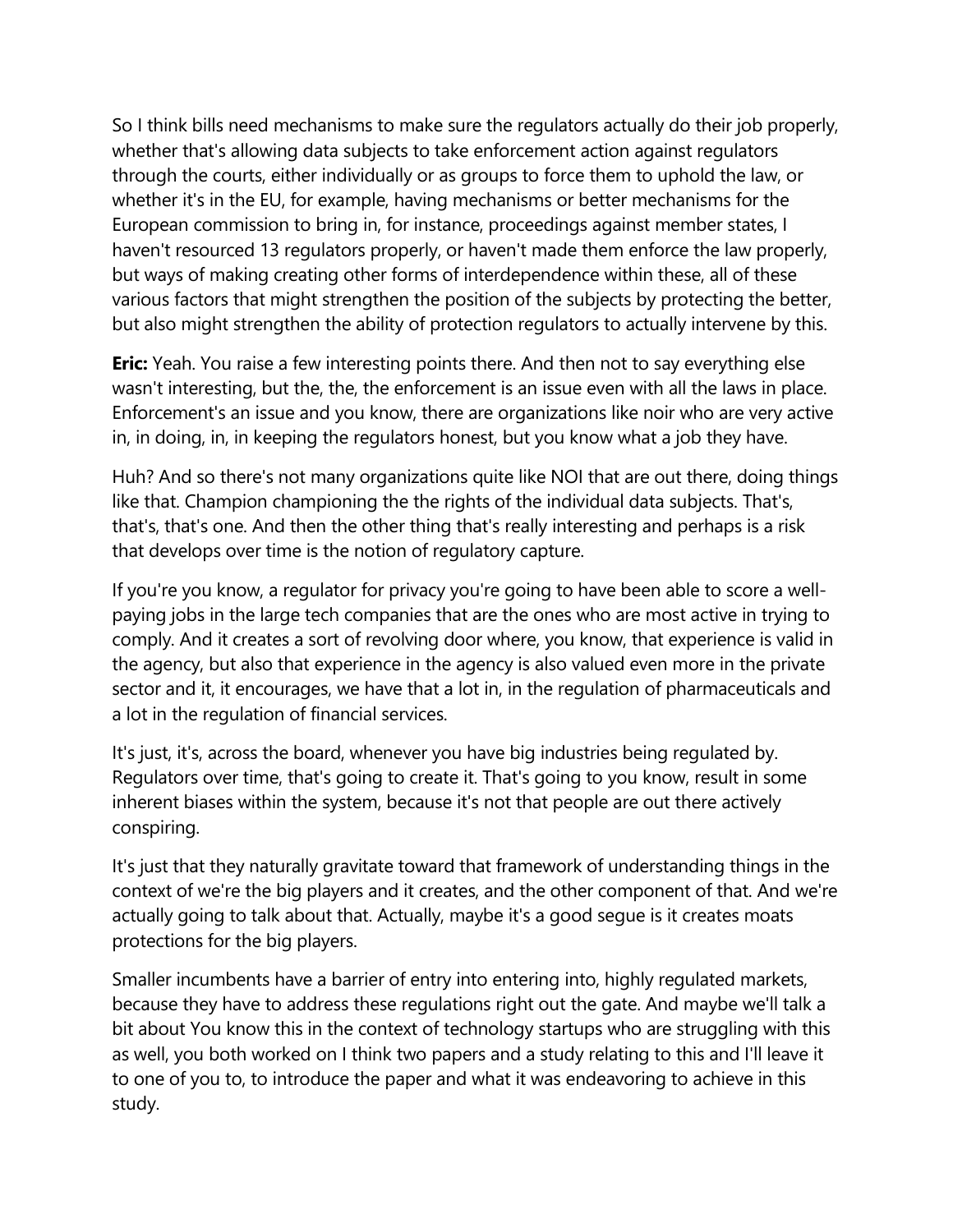So I think bills need mechanisms to make sure the regulators actually do their job properly, whether that's allowing data subjects to take enforcement action against regulators through the courts, either individually or as groups to force them to uphold the law, or whether it's in the EU, for example, having mechanisms or better mechanisms for the European commission to bring in, for instance, proceedings against member states, I haven't resourced 13 regulators properly, or haven't made them enforce the law properly, but ways of making creating other forms of interdependence within these, all of these various factors that might strengthen the position of the subjects by protecting the better, but also might strengthen the ability of protection regulators to actually intervene by this.

**Eric:** Yeah. You raise a few interesting points there. And then not to say everything else wasn't interesting, but the, the, the enforcement is an issue even with all the laws in place. Enforcement's an issue and you know, there are organizations like noir who are very active in, in doing, in, in keeping the regulators honest, but you know what a job they have.

Huh? And so there's not many organizations quite like NOI that are out there, doing things like that. Champion championing the the rights of the individual data subjects. That's, that's, that's one. And then the other thing that's really interesting and perhaps is a risk that develops over time is the notion of regulatory capture.

If you're you know, a regulator for privacy you're going to have been able to score a well-paying jobs in the large tech companies that are the ones who are most active in trying to comply. And it creates a sort of revolving door where, you know, that experience is valid in the agency, but also that experience in the agency is also valued even more in the private sector and it, it encourages, we have that a lot in, in the regulation of pharmaceuticals and a lot in the regulation of financial services.

It's just, it's, across the board, whenever you have big industries being regulated by. Regulators over time, that's going to create it. That's going to you know, result in some inherent biases within the system, because it's not that people are out there actively conspiring.

It's just that they naturally gravitate toward that framework of understanding things in the context of we're the big players and it creates, and the other component of that. And we're actually going to talk about that. Actually, maybe it's a good segue is it creates moats protections for the big players.

Smaller incumbents have a barrier of entry into entering into, highly regulated markets, because they have to address these regulations right out the gate. And maybe we'll talk a bit about You know this in the context of technology startups who are struggling with this as well, you both worked on I think two papers and a study relating to this and I'll leave it to one of you to, to introduce the paper and what it was endeavoring to achieve in this study.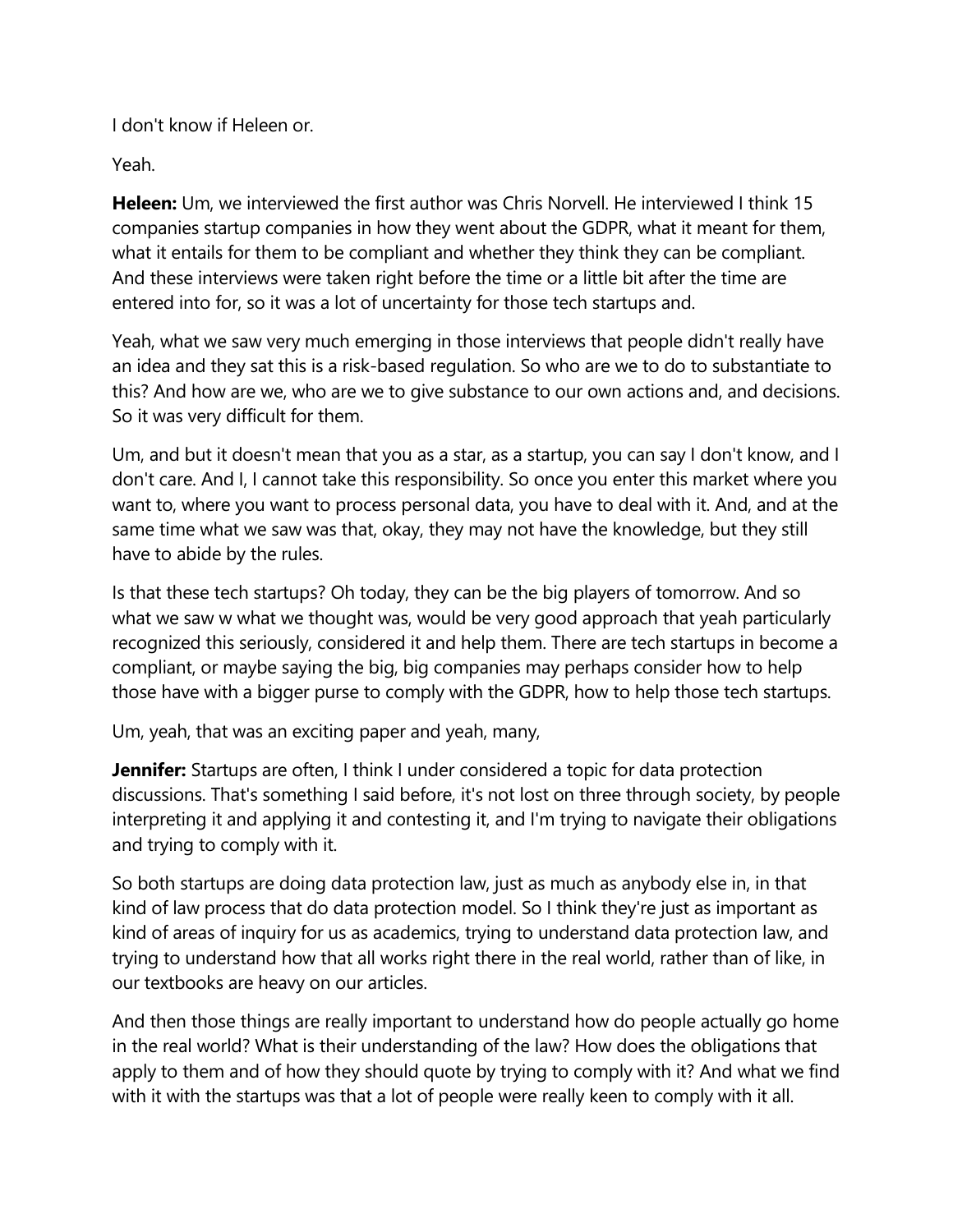I don't know if Heleen or.

Yeah.

**Heleen:** Um, we interviewed the first author was Chris Norvell. He interviewed I think 15 companies startup companies in how they went about the GDPR, what it meant for them, what it entails for them to be compliant and whether they think they can be compliant. And these interviews were taken right before the time or a little bit after the time are entered into for, so it was a lot of uncertainty for those tech startups and.

Yeah, what we saw very much emerging in those interviews that people didn't really have an idea and they sat this is a risk-based regulation. So who are we to do to substantiate to this? And how are we, who are we to give substance to our own actions and, and decisions. So it was very difficult for them.

Um, and but it doesn't mean that you as a star, as a startup, you can say I don't know, and I don't care. And I, I cannot take this responsibility. So once you enter this market where you want to, where you want to process personal data, you have to deal with it. And, and at the same time what we saw was that, okay, they may not have the knowledge, but they still have to abide by the rules.

Is that these tech startups? Oh today, they can be the big players of tomorrow. And so what we saw w what we thought was, would be very good approach that yeah particularly recognized this seriously, considered it and help them. There are tech startups in become a compliant, or maybe saying the big, big companies may perhaps consider how to help those have with a bigger purse to comply with the GDPR, how to help those tech startups.

Um, yeah, that was an exciting paper and yeah, many,

**Jennifer:** Startups are often, I think I under considered a topic for data protection discussions. That's something I said before, it's not lost on three through society, by people interpreting it and applying it and contesting it, and I'm trying to navigate their obligations and trying to comply with it.

So both startups are doing data protection law, just as much as anybody else in, in that kind of law process that do data protection model. So I think they're just as important as kind of areas of inquiry for us as academics, trying to understand data protection law, and trying to understand how that all works right there in the real world, rather than of like, in our textbooks are heavy on our articles.

And then those things are really important to understand how do people actually go home in the real world? What is their understanding of the law? How does the obligations that apply to them and of how they should quote by trying to comply with it? And what we find with it with the startups was that a lot of people were really keen to comply with it all.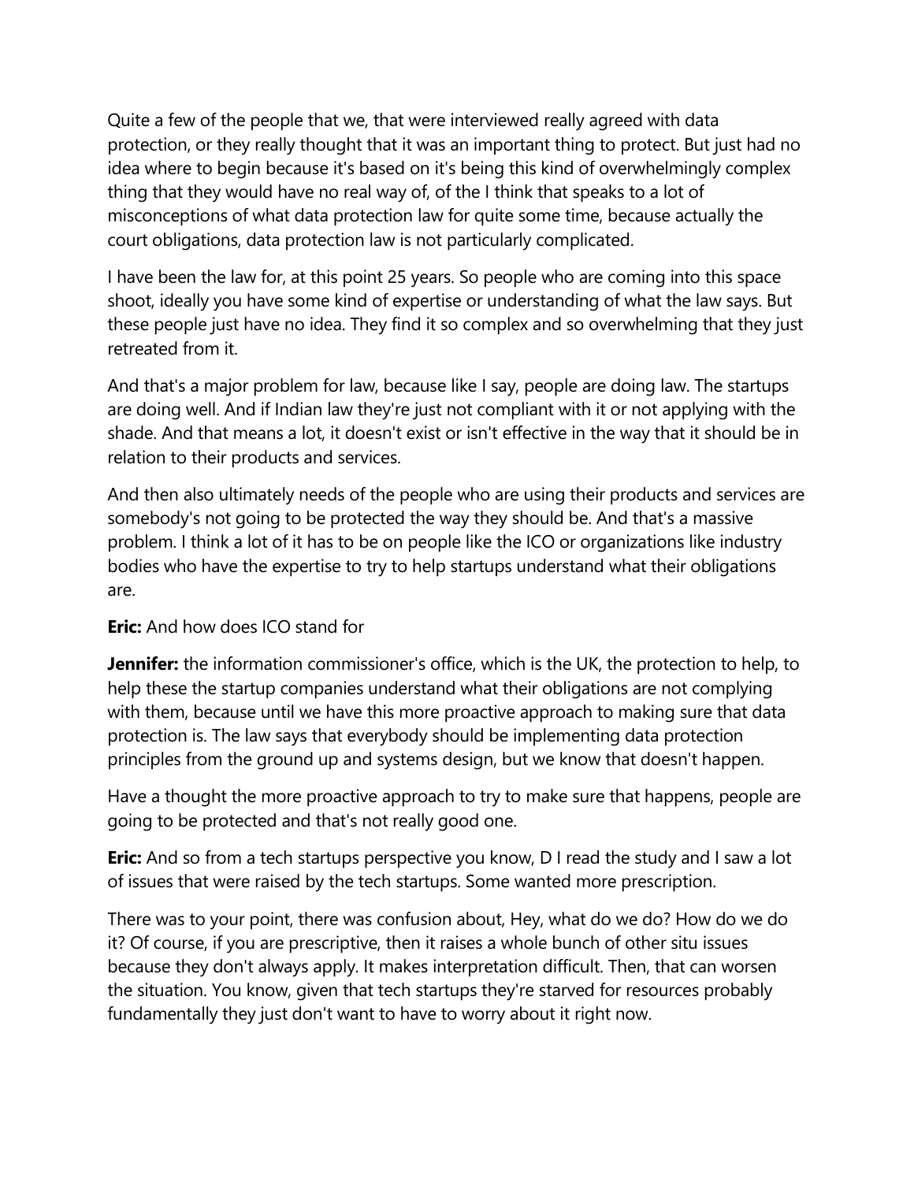Quite a few of the people that we, that were interviewed really agreed with data protection, or they really thought that it was an important thing to protect. But just had no idea where to begin because it's based on it's being this kind of overwhelmingly complex thing that they would have no real way of, of the I think that speaks to a lot of misconceptions of what data protection law for quite some time, because actually the court obligations, data protection law is not particularly complicated.

I have been the law for, at this point 25 years. So people who are coming into this space shoot, ideally you have some kind of expertise or understanding of what the law says. But these people just have no idea. They find it so complex and so overwhelming that they just retreated from it.

And that's a major problem for law, because like I say, people are doing law. The startups are doing well. And if Indian law they're just not compliant with it or not applying with the shade. And that means a lot, it doesn't exist or isn't effective in the way that it should be in relation to their products and services.

And then also ultimately needs of the people who are using their products and services are somebody's not going to be protected the way they should be. And that's a massive problem. I think a lot of it has to be on people like the ICO or organizations like industry bodies who have the expertise to try to help startups understand what their obligations are.

**Eric:** And how does ICO stand for

**Jennifer:** the information commissioner's office, which is the UK, the protection to help, to help these the startup companies understand what their obligations are not complying with them, because until we have this more proactive approach to making sure that data protection is. The law says that everybody should be implementing data protection principles from the ground up and systems design, but we know that doesn't happen.

Have a thought the more proactive approach to try to make sure that happens, people are going to be protected and that's not really good one.

**Eric:** And so from a tech startups perspective you know, D I read the study and I saw a lot of issues that were raised by the tech startups. Some wanted more prescription.

There was to your point, there was confusion about, Hey, what do we do? How do we do it? Of course, if you are prescriptive, then it raises a whole bunch of other situ issues because they don't always apply. It makes interpretation difficult. Then, that can worsen the situation. You know, given that tech startups they're starved for resources probably fundamentally they just don't want to have to worry about it right now.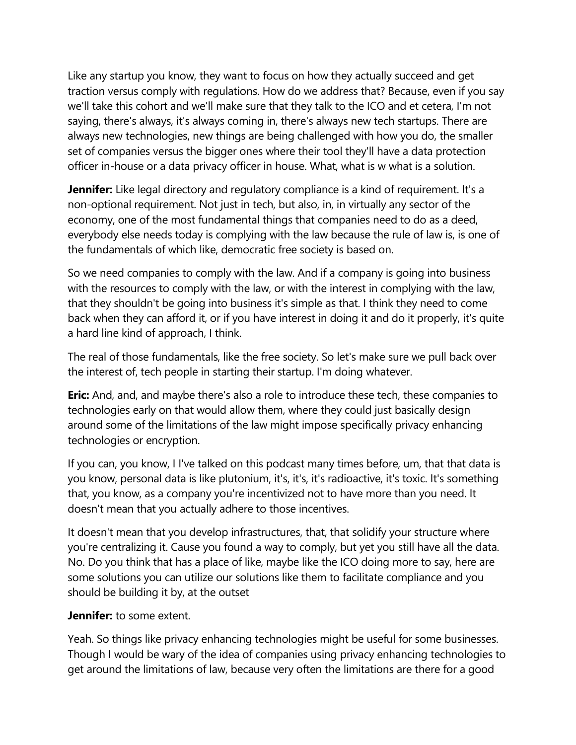Like any startup you know, they want to focus on how they actually succeed and get traction versus comply with regulations. How do we address that? Because, even if you say we'll take this cohort and we'll make sure that they talk to the ICO and et cetera, I'm not saying, there's always, it's always coming in, there's always new tech startups. There are always new technologies, new things are being challenged with how you do, the smaller set of companies versus the bigger ones where their tool they'll have a data protection officer in-house or a data privacy officer in house. What, what is w what is a solution.

**Jennifer:** Like legal directory and regulatory compliance is a kind of requirement. It's a non-optional requirement. Not just in tech, but also, in, in virtually any sector of the economy, one of the most fundamental things that companies need to do as a deed, everybody else needs today is complying with the law because the rule of law is, is one of the fundamentals of which like, democratic free society is based on.

So we need companies to comply with the law. And if a company is going into business with the resources to comply with the law, or with the interest in complying with the law, that they shouldn't be going into business it's simple as that. I think they need to come back when they can afford it, or if you have interest in doing it and do it properly, it's quite a hard line kind of approach, I think.

The real of those fundamentals, like the free society. So let's make sure we pull back over the interest of, tech people in starting their startup. I'm doing whatever.

**Eric:** And, and, and maybe there's also a role to introduce these tech, these companies to technologies early on that would allow them, where they could just basically design around some of the limitations of the law might impose specifically privacy enhancing technologies or encryption.

If you can, you know, I I've talked on this podcast many times before, um, that that data is you know, personal data is like plutonium, it's, it's, it's radioactive, it's toxic. It's something that, you know, as a company you're incentivized not to have more than you need. It doesn't mean that you actually adhere to those incentives.

It doesn't mean that you develop infrastructures, that, that solidify your structure where you're centralizing it. Cause you found a way to comply, but yet you still have all the data. No. Do you think that has a place of like, maybe like the ICO doing more to say, here are some solutions you can utilize our solutions like them to facilitate compliance and you should be building it by, at the outset

**Jennifer:** to some extent.

Yeah. So things like privacy enhancing technologies might be useful for some businesses. Though I would be wary of the idea of companies using privacy enhancing technologies to get around the limitations of law, because very often the limitations are there for a good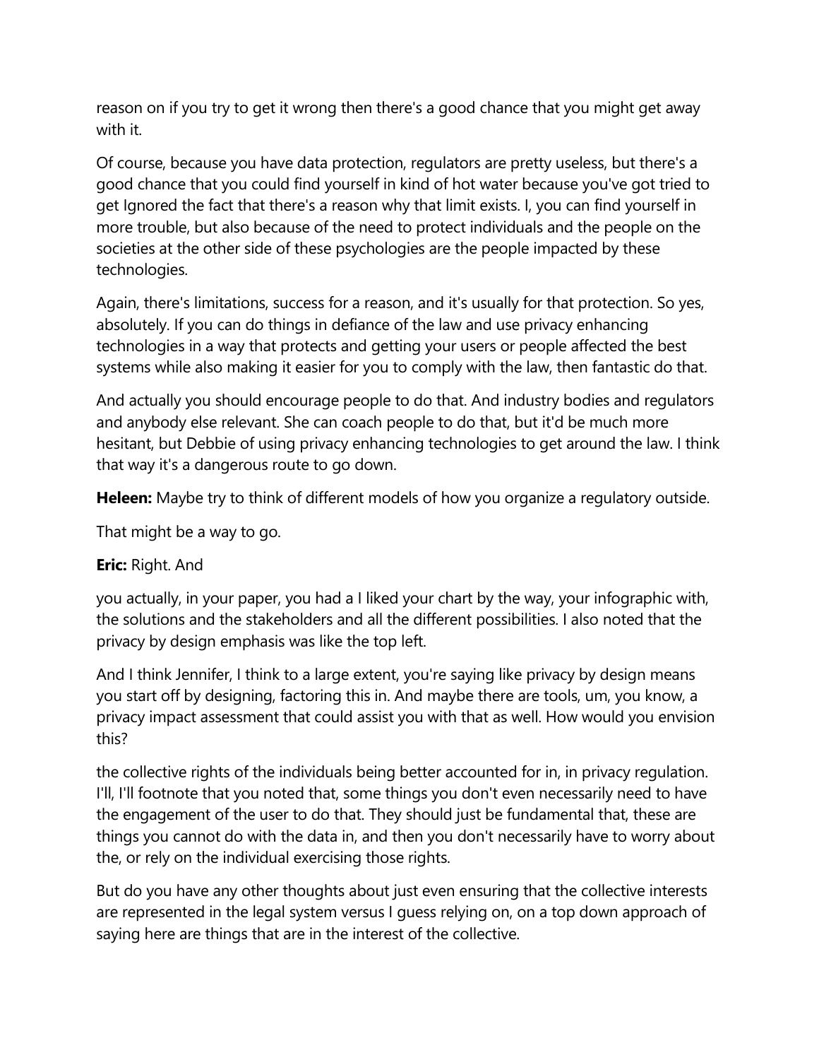reason on if you try to get it wrong then there's a good chance that you might get away with it.

Of course, because you have data protection, regulators are pretty useless, but there's a good chance that you could find yourself in kind of hot water because you've got tried to get Ignored the fact that there's a reason why that limit exists. I, you can find yourself in more trouble, but also because of the need to protect individuals and the people on the societies at the other side of these psychologies are the people impacted by these technologies.

Again, there's limitations, success for a reason, and it's usually for that protection. So yes, absolutely. If you can do things in defiance of the law and use privacy enhancing technologies in a way that protects and getting your users or people affected the best systems while also making it easier for you to comply with the law, then fantastic do that.

And actually you should encourage people to do that. And industry bodies and regulators and anybody else relevant. She can coach people to do that, but it'd be much more hesitant, but Debbie of using privacy enhancing technologies to get around the law. I think that way it's a dangerous route to go down.

**Heleen:** Maybe try to think of different models of how you organize a regulatory outside.

That might be a way to go.

**Eric:** Right. And

you actually, in your paper, you had a I liked your chart by the way, your infographic with, the solutions and the stakeholders and all the different possibilities. I also noted that the privacy by design emphasis was like the top left.

And I think Jennifer, I think to a large extent, you're saying like privacy by design means you start off by designing, factoring this in. And maybe there are tools, um, you know, a privacy impact assessment that could assist you with that as well. How would you envision this?

the collective rights of the individuals being better accounted for in, in privacy regulation. I'll, I'll footnote that you noted that, some things you don't even necessarily need to have the engagement of the user to do that. They should just be fundamental that, these are things you cannot do with the data in, and then you don't necessarily have to worry about the, or rely on the individual exercising those rights.

But do you have any other thoughts about just even ensuring that the collective interests are represented in the legal system versus I guess relying on, on a top down approach of saying here are things that are in the interest of the collective.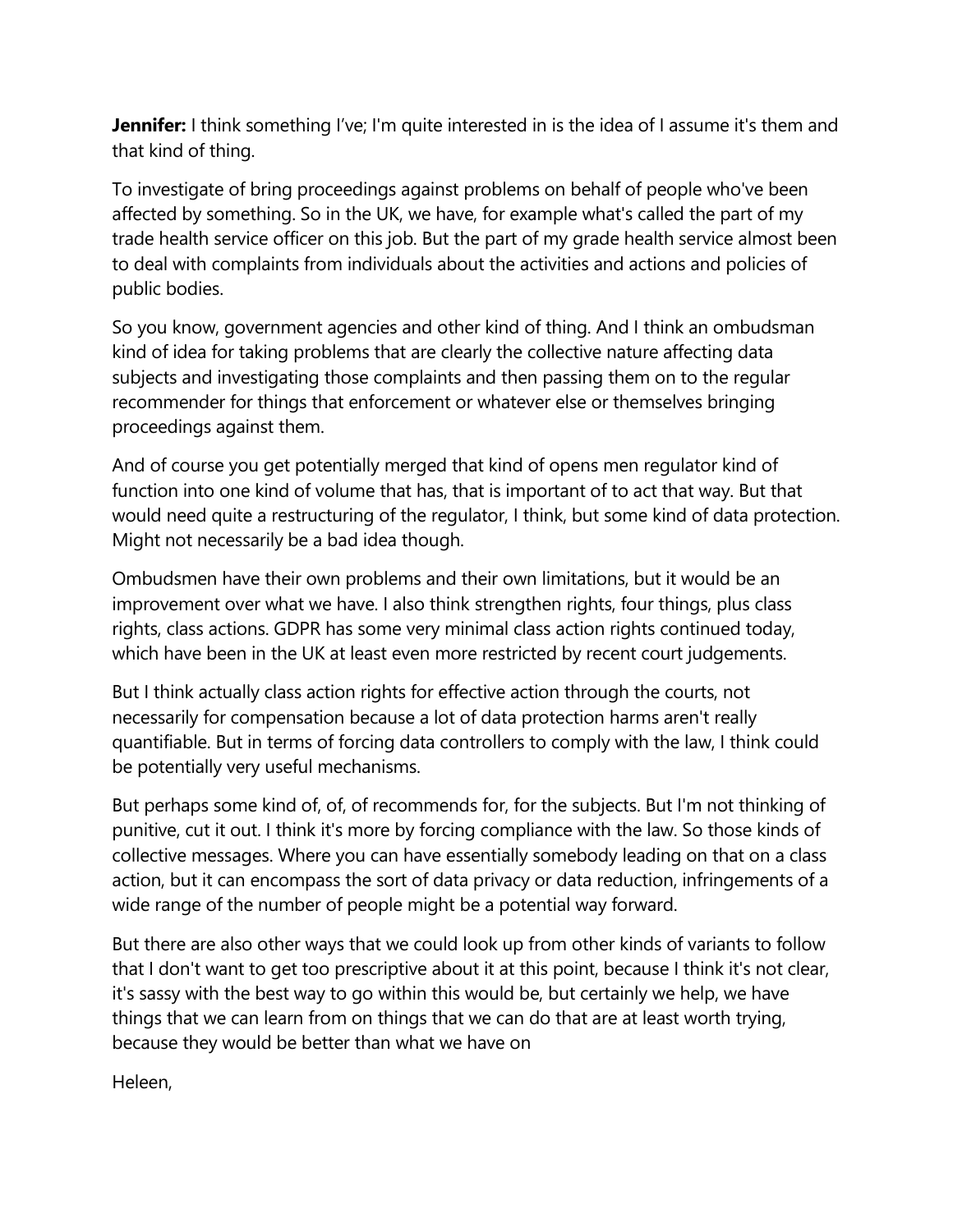**Jennifer:** I think something I've; I'm quite interested in is the idea of I assume it's them and that kind of thing.

To investigate of bring proceedings against problems on behalf of people who've been affected by something. So in the UK, we have, for example what's called the part of my trade health service officer on this job. But the part of my grade health service almost been to deal with complaints from individuals about the activities and actions and policies of public bodies.

So you know, government agencies and other kind of thing. And I think an ombudsman kind of idea for taking problems that are clearly the collective nature affecting data subjects and investigating those complaints and then passing them on to the regular recommender for things that enforcement or whatever else or themselves bringing proceedings against them.

And of course you get potentially merged that kind of opens men regulator kind of function into one kind of volume that has, that is important of to act that way. But that would need quite a restructuring of the regulator, I think, but some kind of data protection. Might not necessarily be a bad idea though.

Ombudsmen have their own problems and their own limitations, but it would be an improvement over what we have. I also think strengthen rights, four things, plus class rights, class actions. GDPR has some very minimal class action rights continued today, which have been in the UK at least even more restricted by recent court judgements.

But I think actually class action rights for effective action through the courts, not necessarily for compensation because a lot of data protection harms aren't really quantifiable. But in terms of forcing data controllers to comply with the law, I think could be potentially very useful mechanisms.

But perhaps some kind of, of, of recommends for, for the subjects. But I'm not thinking of punitive, cut it out. I think it's more by forcing compliance with the law. So those kinds of collective messages. Where you can have essentially somebody leading on that on a class action, but it can encompass the sort of data privacy or data reduction, infringements of a wide range of the number of people might be a potential way forward.

But there are also other ways that we could look up from other kinds of variants to follow that I don't want to get too prescriptive about it at this point, because I think it's not clear, it's sassy with the best way to go within this would be, but certainly we help, we have things that we can learn from on things that we can do that are at least worth trying, because they would be better than what we have on

Heleen,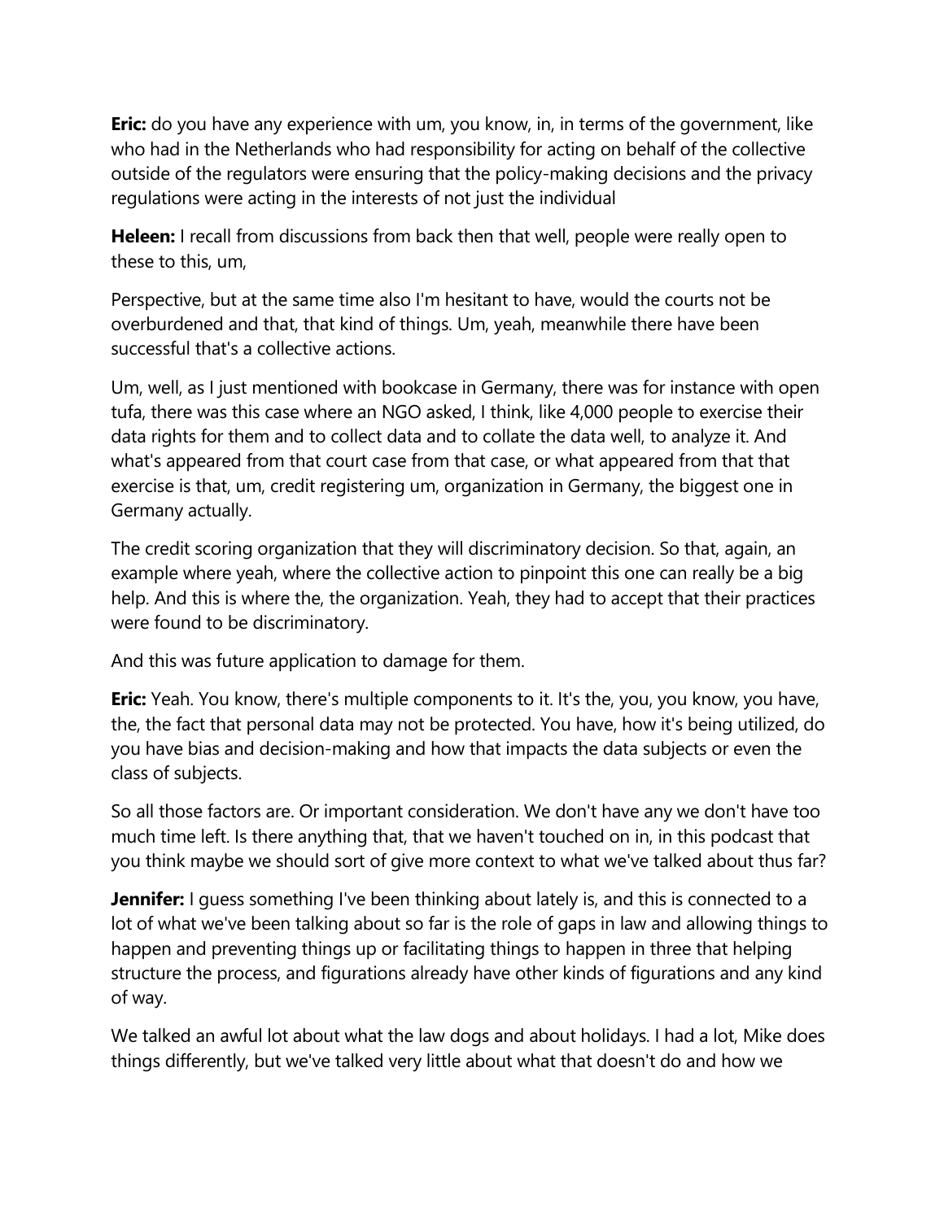**Eric:** do you have any experience with um, you know, in, in terms of the government, like who had in the Netherlands who had responsibility for acting on behalf of the collective outside of the regulators were ensuring that the policy-making decisions and the privacy regulations were acting in the interests of not just the individual

**Heleen:** I recall from discussions from back then that well, people were really open to these to this, um,

Perspective, but at the same time also I'm hesitant to have, would the courts not be overburdened and that, that kind of things. Um, yeah, meanwhile there have been successful that's a collective actions.

Um, well, as I just mentioned with bookcase in Germany, there was for instance with open tufa, there was this case where an NGO asked, I think, like 4,000 people to exercise their data rights for them and to collect data and to collate the data well, to analyze it. And what's appeared from that court case from that case, or what appeared from that that exercise is that, um, credit registering um, organization in Germany, the biggest one in Germany actually.

The credit scoring organization that they will discriminatory decision. So that, again, an example where yeah, where the collective action to pinpoint this one can really be a big help. And this is where the, the organization. Yeah, they had to accept that their practices were found to be discriminatory.

And this was future application to damage for them.

**Eric:** Yeah. You know, there's multiple components to it. It's the, you, you know, you have, the, the fact that personal data may not be protected. You have, how it's being utilized, do you have bias and decision-making and how that impacts the data subjects or even the class of subjects.

So all those factors are. Or important consideration. We don't have any we don't have too much time left. Is there anything that, that we haven't touched on in, in this podcast that you think maybe we should sort of give more context to what we've talked about thus far?

**Jennifer:** I guess something I've been thinking about lately is, and this is connected to a lot of what we've been talking about so far is the role of gaps in law and allowing things to happen and preventing things up or facilitating things to happen in three that helping structure the process, and figurations already have other kinds of figurations and any kind of way.

We talked an awful lot about what the law dogs and about holidays. I had a lot, Mike does things differently, but we've talked very little about what that doesn't do and how we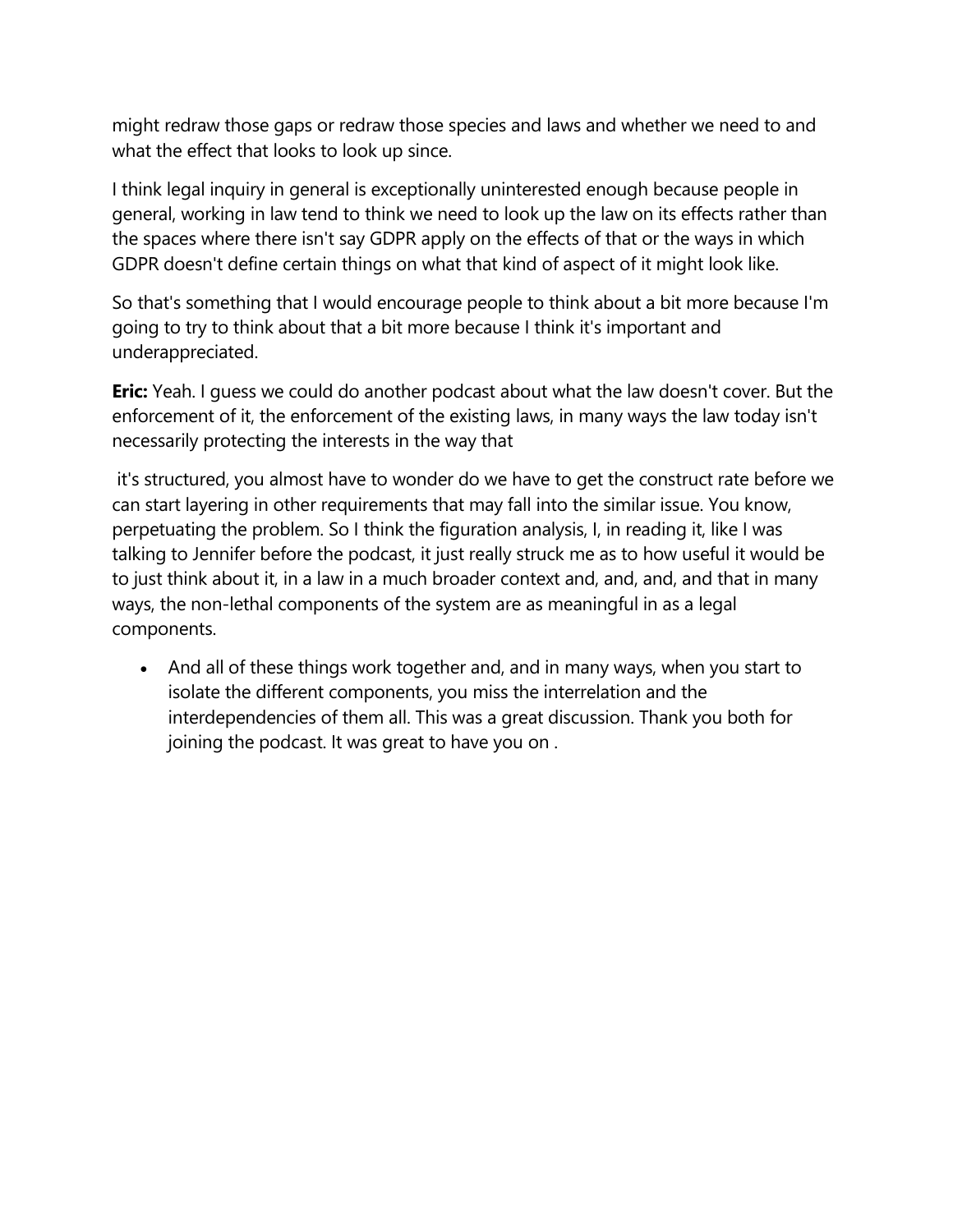might redraw those gaps or redraw those species and laws and whether we need to and what the effect that looks to look up since.

I think legal inquiry in general is exceptionally uninterested enough because people in general, working in law tend to think we need to look up the law on its effects rather than the spaces where there isn't say GDPR apply on the effects of that or the ways in which GDPR doesn't define certain things on what that kind of aspect of it might look like.

So that's something that I would encourage people to think about a bit more because I'm going to try to think about that a bit more because I think it's important and underappreciated.

**Eric:** Yeah. I guess we could do another podcast about what the law doesn't cover. But the enforcement of it, the enforcement of the existing laws, in many ways the law today isn't necessarily protecting the interests in the way that

it's structured, you almost have to wonder do we have to get the construct rate before we can start layering in other requirements that may fall into the similar issue. You know, perpetuating the problem. So I think the figuration analysis, I, in reading it, like I was talking to Jennifer before the podcast, it just really struck me as to how useful it would be to just think about it, in a law in a much broader context and, and, and, and that in many ways, the non-lethal components of the system are as meaningful in as a legal components.

- And all of these things work together and, and in many ways, when you start to isolate the different components, you miss the interrelation and the interdependencies of them all. This was a great discussion. Thank you both for joining the podcast. It was great to have you on .